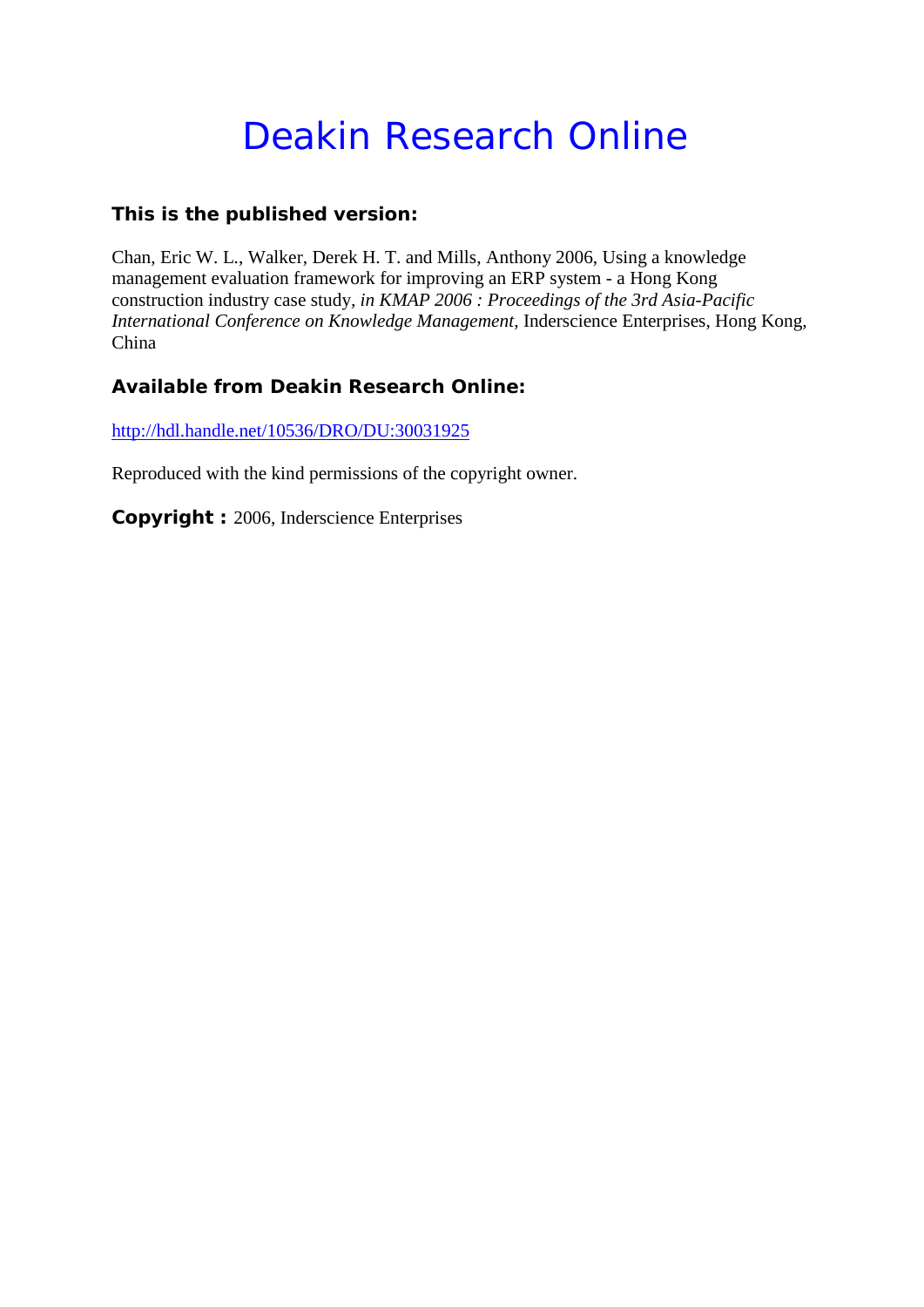# Deakin Research Online

## This is the published version:

Chan, Eric W. L., Walker, Derek H. T. and Mills, Anthony 2006, Using a knowledge management evaluation framework for improving an ERP system - a Hong Kong construction industry case study*, in KMAP 2006 : Proceedings of the 3rd Asia-Pacific International Conference on Knowledge Management*, Inderscience Enterprises, Hong Kong, China

## Available from Deakin Research Online:

http://hdl.handle.net/10536/DRO/DU:30031925

Reproduced with the kind permissions of the copyright owner.

**Copyright :** 2006, Inderscience Enterprises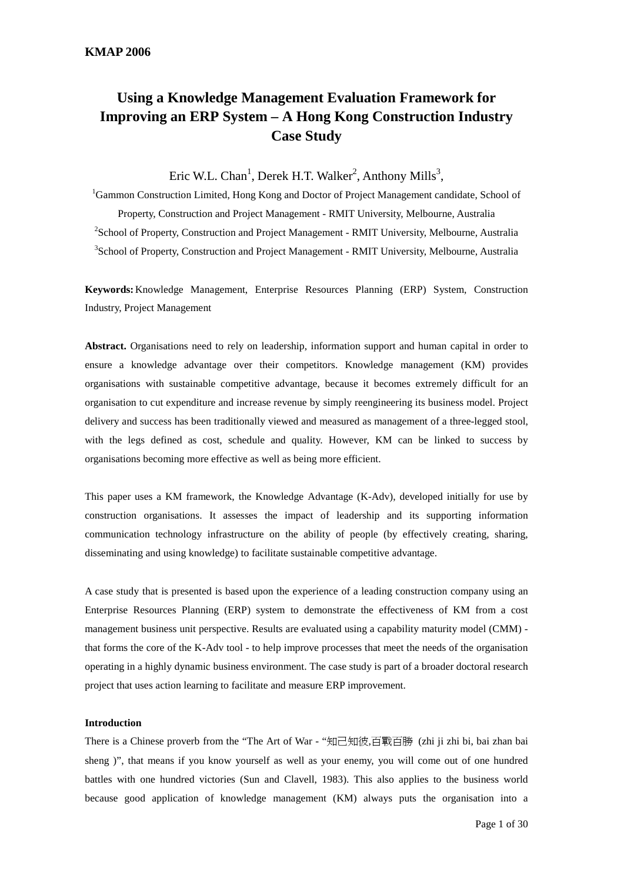# Using a Knowledge Management Evaluation Framework for Improving an ERP System – A Hong Kong Construction Industry Case Study

Eric W.L. Chan[1], Derek H.T. Walker[2], Anthony Mills[3],

[1]Gammon Construction Limited, Hong Kong and Doctor of Project Management candidate, School of Property, Construction and Project Management - RMIT University, Melbourne, Australia

[2]School of Property, Construction and Project Management - RMIT University, Melbourne, Australia

[3]School of Property, Construction and Project Management - RMIT University, Melbourne, Australia

**Keywords:** Knowledge Management, Enterprise Resources Planning (ERP) System, Construction Industry, Project Management

**Abstract.** Organisations need to rely on leadership, information support and human capital in order to ensure a knowledge advantage over their competitors. Knowledge management (KM) provides organisations with sustainable competitive advantage, because it becomes extremely difficult for an organisation to cut expenditure and increase revenue by simply reengineering its business model. Project delivery and success has been traditionally viewed and measured as management of a three-legged stool, with the legs defined as cost, schedule and quality. However, KM can be linked to success by organisations becoming more effective as well as being more efficient.

This paper uses a KM framework, the Knowledge Advantage (K-Adv), developed initially for use by construction organisations. It assesses the impact of leadership and its supporting information communication technology infrastructure on the ability of people (by effectively creating, sharing, disseminating and using knowledge) to facilitate sustainable competitive advantage.

A case study that is presented is based upon the experience of a leading construction company using an Enterprise Resources Planning (ERP) system to demonstrate the effectiveness of KM from a cost management business unit perspective. Results are evaluated using a capability maturity model (CMM) - that forms the core of the K-Adv tool - to help improve processes that meet the needs of the organisation operating in a highly dynamic business environment. The case study is part of a broader doctoral research project that uses action learning to facilitate and measure ERP improvement.

**Introduction**

There is a Chinese proverb from the "The Art of War - "知己知彼,百戰百勝 (zhi ji zhi bi, bai zhan bai sheng )", that means if you know yourself as well as your enemy, you will come out of one hundred battles with one hundred victories (Sun and Clavell, 1983). This also applies to the business world because good application of knowledge management (KM) always puts the organisation into a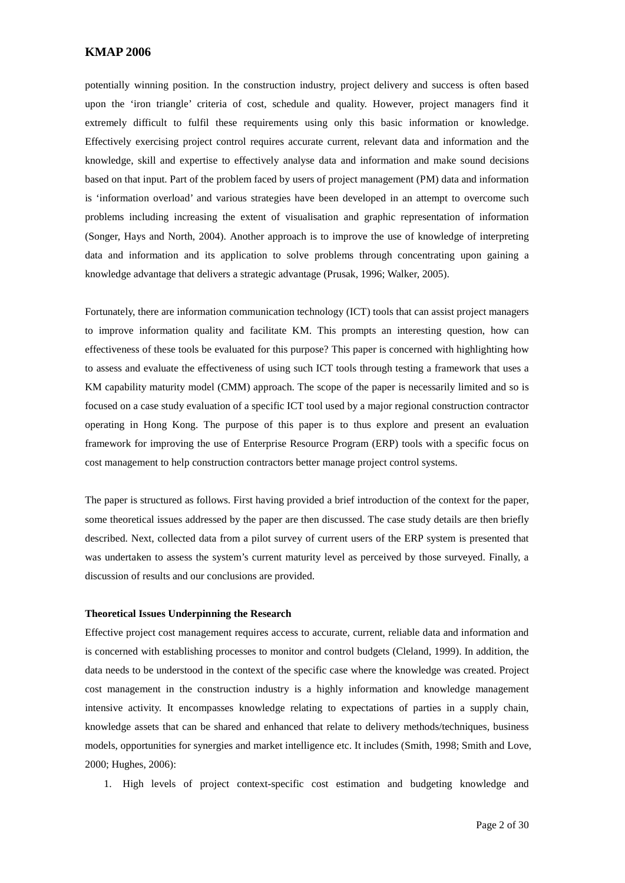potentially winning position. In the construction industry, project delivery and success is often based upon the 'iron triangle' criteria of cost, schedule and quality. However, project managers find it extremely difficult to fulfil these requirements using only this basic information or knowledge. Effectively exercising project control requires accurate current, relevant data and information and the knowledge, skill and expertise to effectively analyse data and information and make sound decisions based on that input. Part of the problem faced by users of project management (PM) data and information is 'information overload' and various strategies have been developed in an attempt to overcome such problems including increasing the extent of visualisation and graphic representation of information (Songer, Hays and North, 2004). Another approach is to improve the use of knowledge of interpreting data and information and its application to solve problems through concentrating upon gaining a knowledge advantage that delivers a strategic advantage (Prusak, 1996; Walker, 2005).

Fortunately, there are information communication technology (ICT) tools that can assist project managers to improve information quality and facilitate KM. This prompts an interesting question, how can effectiveness of these tools be evaluated for this purpose? This paper is concerned with highlighting how to assess and evaluate the effectiveness of using such ICT tools through testing a framework that uses a KM capability maturity model (CMM) approach. The scope of the paper is necessarily limited and so is focused on a case study evaluation of a specific ICT tool used by a major regional construction contractor operating in Hong Kong. The purpose of this paper is to thus explore and present an evaluation framework for improving the use of Enterprise Resource Program (ERP) tools with a specific focus on cost management to help construction contractors better manage project control systems.

The paper is structured as follows. First having provided a brief introduction of the context for the paper, some theoretical issues addressed by the paper are then discussed. The case study details are then briefly described. Next, collected data from a pilot survey of current users of the ERP system is presented that was undertaken to assess the system's current maturity level as perceived by those surveyed. Finally, a discussion of results and our conclusions are provided.

**Theoretical Issues Underpinning the Research**

Effective project cost management requires access to accurate, current, reliable data and information and is concerned with establishing processes to monitor and control budgets (Cleland, 1999). In addition, the data needs to be understood in the context of the specific case where the knowledge was created. Project cost management in the construction industry is a highly information and knowledge management intensive activity. It encompasses knowledge relating to expectations of parties in a supply chain, knowledge assets that can be shared and enhanced that relate to delivery methods/techniques, business models, opportunities for synergies and market intelligence etc. It includes (Smith, 1998; Smith and Love, 2000; Hughes, 2006):

1. High levels of project context-specific cost estimation and budgeting knowledge and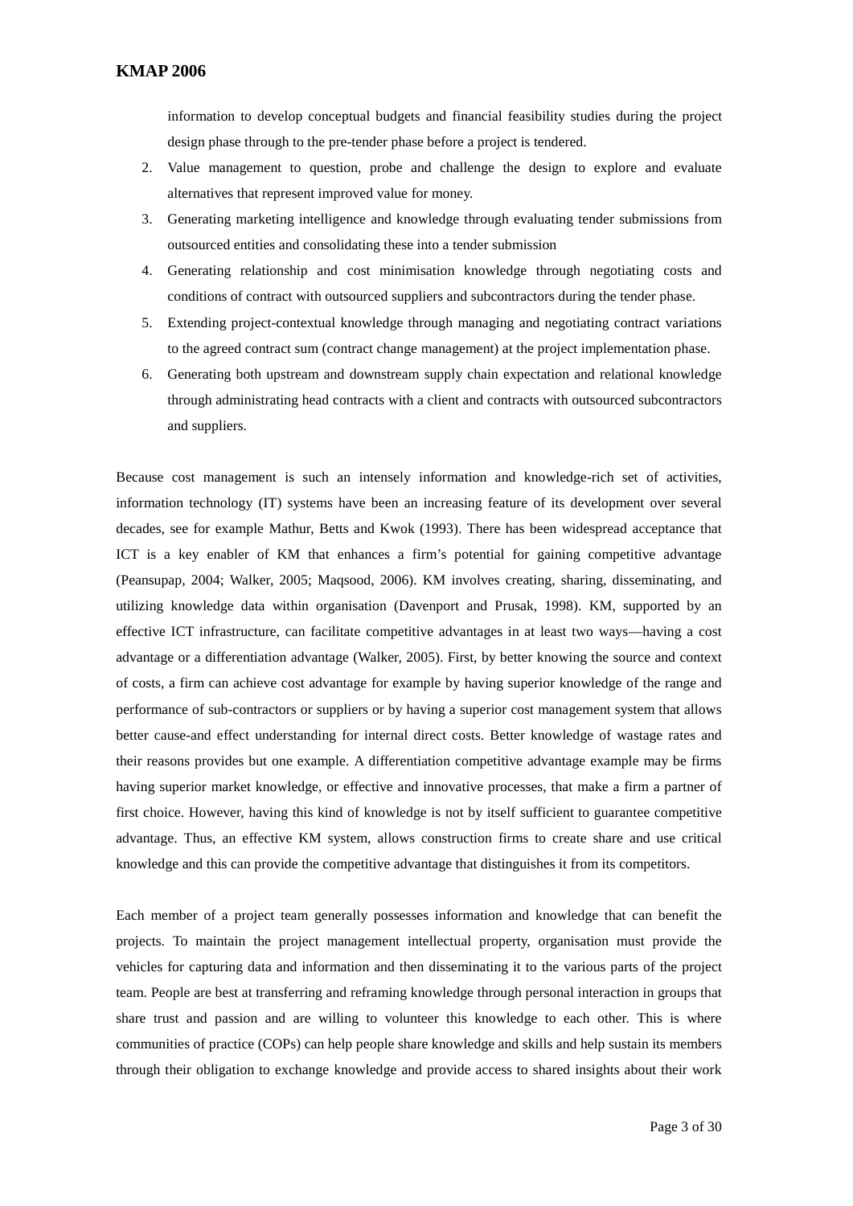information to develop conceptual budgets and financial feasibility studies during the project design phase through to the pre-tender phase before a project is tendered.

2. Value management to question, probe and challenge the design to explore and evaluate alternatives that represent improved value for money.
3. Generating marketing intelligence and knowledge through evaluating tender submissions from outsourced entities and consolidating these into a tender submission
4. Generating relationship and cost minimisation knowledge through negotiating costs and conditions of contract with outsourced suppliers and subcontractors during the tender phase.
5. Extending project-contextual knowledge through managing and negotiating contract variations to the agreed contract sum (contract change management) at the project implementation phase.
6. Generating both upstream and downstream supply chain expectation and relational knowledge through administrating head contracts with a client and contracts with outsourced subcontractors and suppliers.

Because cost management is such an intensely information and knowledge-rich set of activities, information technology (IT) systems have been an increasing feature of its development over several decades, see for example Mathur, Betts and Kwok (1993). There has been widespread acceptance that ICT is a key enabler of KM that enhances a firm's potential for gaining competitive advantage (Peansupap, 2004; Walker, 2005; Maqsood, 2006). KM involves creating, sharing, disseminating, and utilizing knowledge data within organisation (Davenport and Prusak, 1998). KM, supported by an effective ICT infrastructure, can facilitate competitive advantages in at least two ways—having a cost advantage or a differentiation advantage (Walker, 2005). First, by better knowing the source and context of costs, a firm can achieve cost advantage for example by having superior knowledge of the range and performance of sub-contractors or suppliers or by having a superior cost management system that allows better cause-and effect understanding for internal direct costs. Better knowledge of wastage rates and their reasons provides but one example. A differentiation competitive advantage example may be firms having superior market knowledge, or effective and innovative processes, that make a firm a partner of first choice. However, having this kind of knowledge is not by itself sufficient to guarantee competitive advantage. Thus, an effective KM system, allows construction firms to create share and use critical knowledge and this can provide the competitive advantage that distinguishes it from its competitors.

Each member of a project team generally possesses information and knowledge that can benefit the projects. To maintain the project management intellectual property, organisation must provide the vehicles for capturing data and information and then disseminating it to the various parts of the project team. People are best at transferring and reframing knowledge through personal interaction in groups that share trust and passion and are willing to volunteer this knowledge to each other. This is where communities of practice (COPs) can help people share knowledge and skills and help sustain its members through their obligation to exchange knowledge and provide access to shared insights about their work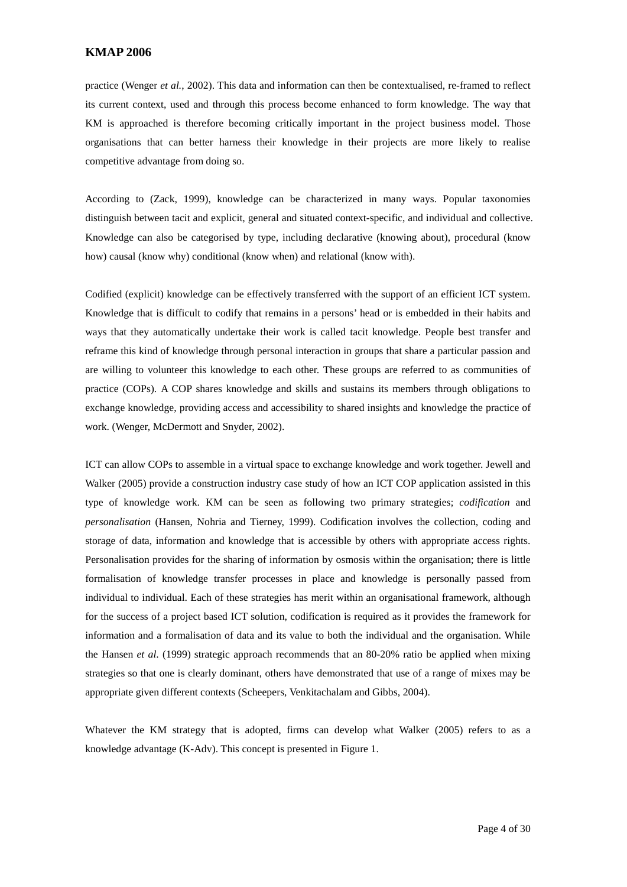practice (Wenger *et al.*, 2002). This data and information can then be contextualised, re-framed to reflect its current context, used and through this process become enhanced to form knowledge. The way that KM is approached is therefore becoming critically important in the project business model. Those organisations that can better harness their knowledge in their projects are more likely to realise competitive advantage from doing so.

According to (Zack, 1999), knowledge can be characterized in many ways. Popular taxonomies distinguish between tacit and explicit, general and situated context-specific, and individual and collective. Knowledge can also be categorised by type, including declarative (knowing about), procedural (know how) causal (know why) conditional (know when) and relational (know with).

Codified (explicit) knowledge can be effectively transferred with the support of an efficient ICT system. Knowledge that is difficult to codify that remains in a persons' head or is embedded in their habits and ways that they automatically undertake their work is called tacit knowledge. People best transfer and reframe this kind of knowledge through personal interaction in groups that share a particular passion and are willing to volunteer this knowledge to each other. These groups are referred to as communities of practice (COPs). A COP shares knowledge and skills and sustains its members through obligations to exchange knowledge, providing access and accessibility to shared insights and knowledge the practice of work. (Wenger, McDermott and Snyder, 2002).

ICT can allow COPs to assemble in a virtual space to exchange knowledge and work together. Jewell and Walker (2005) provide a construction industry case study of how an ICT COP application assisted in this type of knowledge work. KM can be seen as following two primary strategies; *codification* and *personalisation* (Hansen, Nohria and Tierney, 1999). Codification involves the collection, coding and storage of data, information and knowledge that is accessible by others with appropriate access rights. Personalisation provides for the sharing of information by osmosis within the organisation; there is little formalisation of knowledge transfer processes in place and knowledge is personally passed from individual to individual. Each of these strategies has merit within an organisational framework, although for the success of a project based ICT solution, codification is required as it provides the framework for information and a formalisation of data and its value to both the individual and the organisation. While the Hansen *et al.* (1999) strategic approach recommends that an 80-20% ratio be applied when mixing strategies so that one is clearly dominant, others have demonstrated that use of a range of mixes may be appropriate given different contexts (Scheepers, Venkitachalam and Gibbs, 2004).

Whatever the KM strategy that is adopted, firms can develop what Walker (2005) refers to as a knowledge advantage (K-Adv). This concept is presented in Figure 1.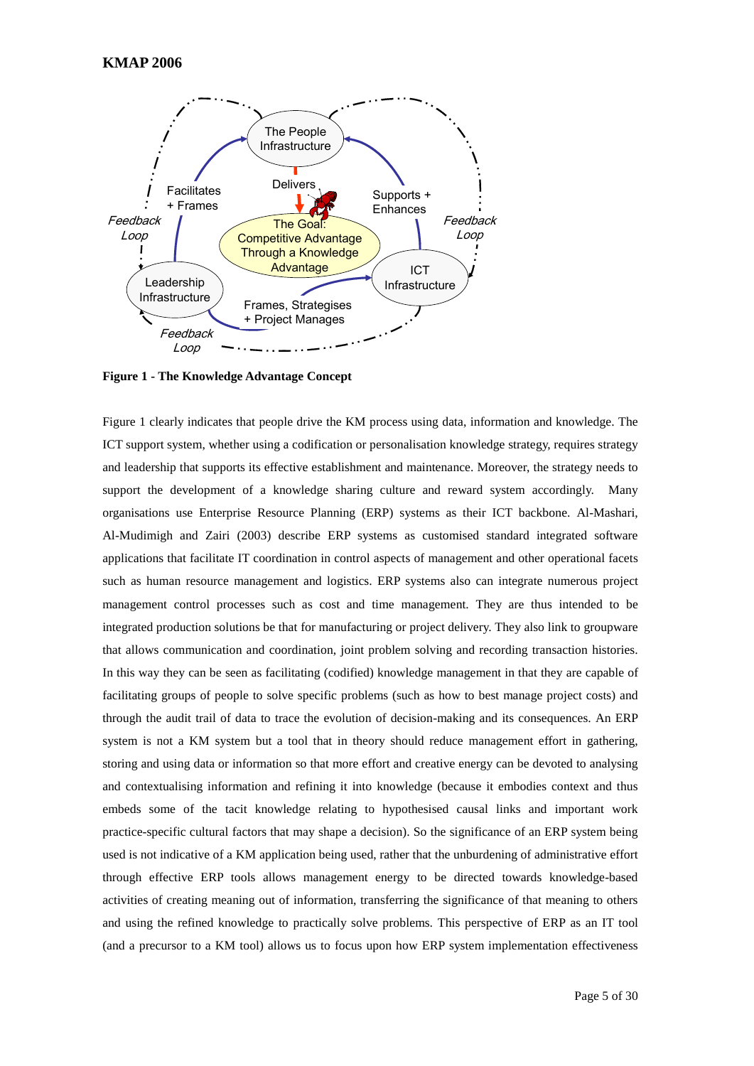**Figure 1 - The Knowledge Advantage Concept**

Figure 1 clearly indicates that people drive the KM process using data, information and knowledge. The ICT support system, whether using a codification or personalisation knowledge strategy, requires strategy and leadership that supports its effective establishment and maintenance. Moreover, the strategy needs to support the development of a knowledge sharing culture and reward system accordingly. Many organisations use Enterprise Resource Planning (ERP) systems as their ICT backbone. Al-Mashari, Al-Mudimigh and Zairi (2003) describe ERP systems as customised standard integrated software applications that facilitate IT coordination in control aspects of management and other operational facets such as human resource management and logistics. ERP systems also can integrate numerous project management control processes such as cost and time management. They are thus intended to be integrated production solutions be that for manufacturing or project delivery. They also link to groupware that allows communication and coordination, joint problem solving and recording transaction histories. In this way they can be seen as facilitating (codified) knowledge management in that they are capable of facilitating groups of people to solve specific problems (such as how to best manage project costs) and through the audit trail of data to trace the evolution of decision-making and its consequences. An ERP system is not a KM system but a tool that in theory should reduce management effort in gathering, storing and using data or information so that more effort and creative energy can be devoted to analysing and contextualising information and refining it into knowledge (because it embodies context and thus embeds some of the tacit knowledge relating to hypothesised causal links and important work practice-specific cultural factors that may shape a decision). So the significance of an ERP system being used is not indicative of a KM application being used, rather that the unburdening of administrative effort through effective ERP tools allows management energy to be directed towards knowledge-based activities of creating meaning out of information, transferring the significance of that meaning to others and using the refined knowledge to practically solve problems. This perspective of ERP as an IT tool (and a precursor to a KM tool) allows us to focus upon how ERP system implementation effectiveness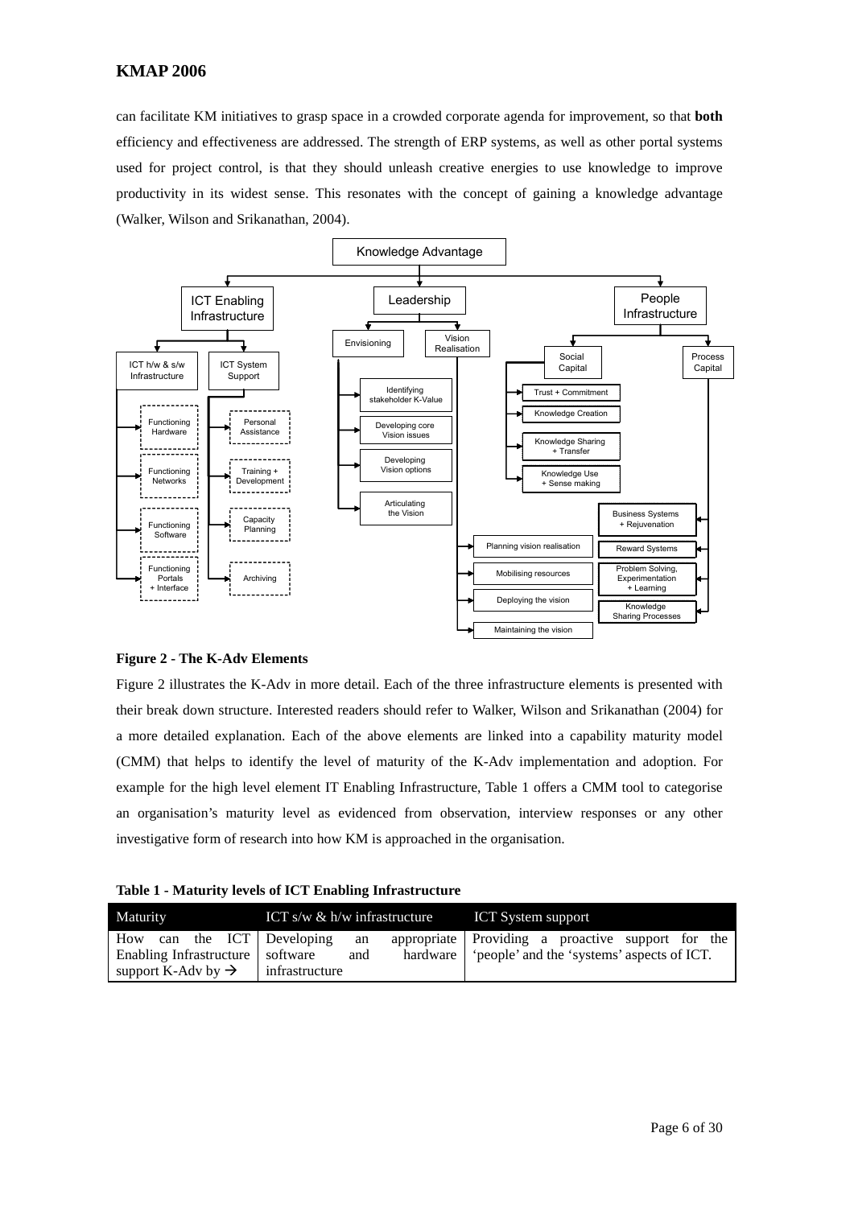can facilitate KM initiatives to grasp space in a crowded corporate agenda for improvement, so that **both** efficiency and effectiveness are addressed. The strength of ERP systems, as well as other portal systems used for project control, is that they should unleash creative energies to use knowledge to improve productivity in its widest sense. This resonates with the concept of gaining a knowledge advantage (Walker, Wilson and Srikanathan, 2004).

**Figure 2 - The K-Adv Elements**

Figure 2 illustrates the K-Adv in more detail. Each of the three infrastructure elements is presented with their break down structure. Interested readers should refer to Walker, Wilson and Srikanathan (2004) for a more detailed explanation. Each of the above elements are linked into a capability maturity model (CMM) that helps to identify the level of maturity of the K-Adv implementation and adoption. For example for the high level element IT Enabling Infrastructure, Table 1 offers a CMM tool to categorise an organisation's maturity level as evidenced from observation, interview responses or any other investigative form of research into how KM is approached in the organisation.

**Table 1 - Maturity levels of ICT Enabling Infrastructure**

| Maturity | ICT s/w & h/w infrastructure | ICT System support |
|---|---|---|
| How can the ICT Enabling Infrastructure support K-Adv by → | Developing an appropriate software and hardware infrastructure | Providing a proactive support for the 'people' and the 'systems' aspects of ICT. |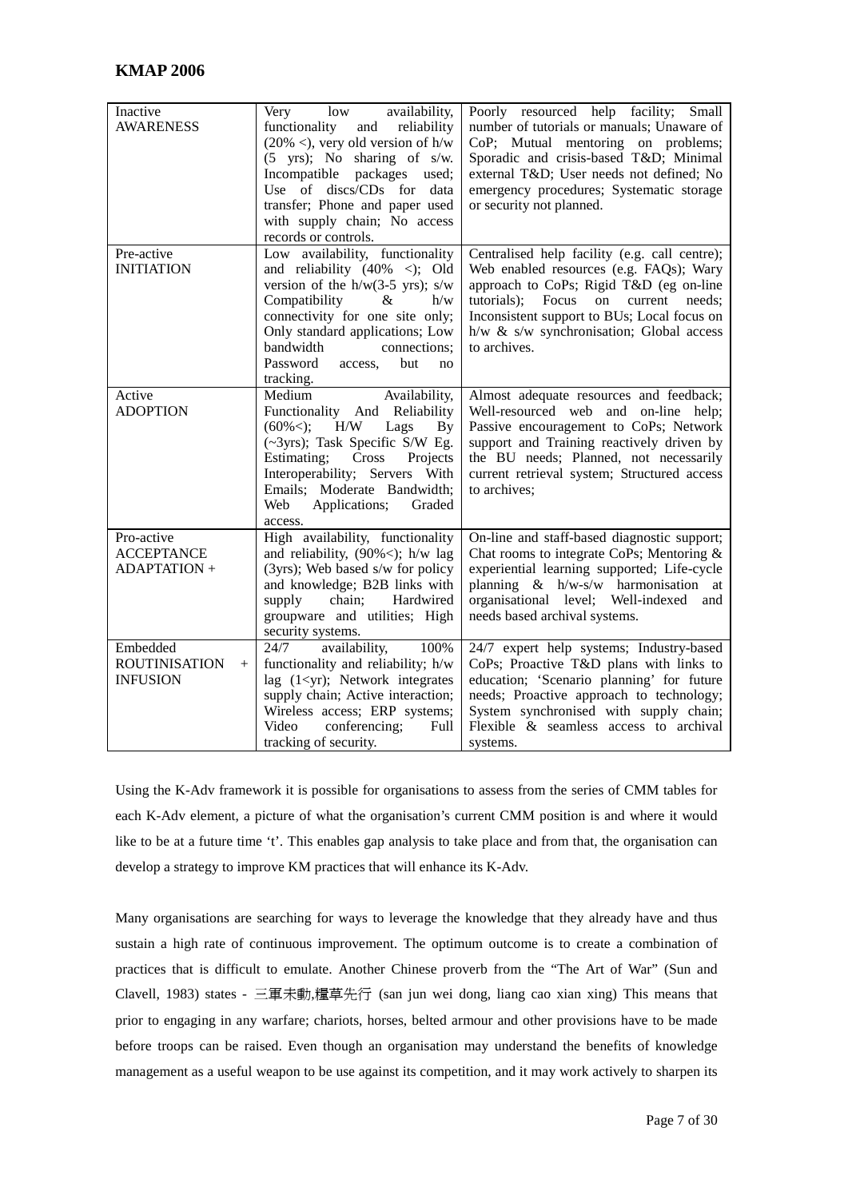| Inactive AWARENESS | Very low availability, functionality and reliability (20% <), very old version of h/w (5 yrs); No sharing of s/w. Incompatible packages used; Use of discs/CDs for data transfer; Phone and paper used with supply chain; No access records or controls. | Poorly resourced help facility; Small number of tutorials or manuals; Unaware of CoP; Mutual mentoring on problems; Sporadic and crisis-based T&D; Minimal external T&D; User needs not defined; No emergency procedures; Systematic storage or security not planned. |
|---|---|---|
| Pre-active INITIATION | Low availability, functionality and reliability (40% <); Old version of the h/w(3-5 yrs); s/w Compatibility & h/w connectivity for one site only; Only standard applications; Low bandwidth connections; Password access, but no tracking. | Centralised help facility (e.g. call centre); Web enabled resources (e.g. FAQs); Wary approach to CoPs; Rigid T&D (eg on-line tutorials); Focus on current needs; Inconsistent support to BUs; Local focus on h/w & s/w synchronisation; Global access to archives. |
| Active ADOPTION | Medium Availability, Functionality And Reliability (60%<); H/W Lags By (~3yrs); Task Specific S/W Eg. Estimating; Cross Projects Interoperability; Servers With Emails; Moderate Bandwidth; Web Applications; Graded access. | Almost adequate resources and feedback; Well-resourced web and on-line help; Passive encouragement to CoPs; Network support and Training reactively driven by the BU needs; Planned, not necessarily current retrieval system; Structured access to archives; |
| Pro-active ACCEPTANCE ADAPTATION + | High availability, functionality and reliability, (90%<); h/w lag (3yrs); Web based s/w for policy and knowledge; B2B links with supply chain; Hardwired groupware and utilities; High security systems. | On-line and staff-based diagnostic support; Chat rooms to integrate CoPs; Mentoring & experiential learning supported; Life-cycle planning & h/w-s/w harmonisation at organisational level; Well-indexed and needs based archival systems. |
| Embedded ROUTINISATION + INFUSION | 24/7 availability, 100% functionality and reliability; h/w lag (1<yr); Network integrates supply chain; Active interaction; Wireless access; ERP systems; Video conferencing; Full tracking of security. | 24/7 expert help systems; Industry-based CoPs; Proactive T&D plans with links to education; 'Scenario planning' for future needs; Proactive approach to technology; System synchronised with supply chain; Flexible & seamless access to archival systems. |

Using the K-Adv framework it is possible for organisations to assess from the series of CMM tables for each K-Adv element, a picture of what the organisation's current CMM position is and where it would like to be at a future time 't'. This enables gap analysis to take place and from that, the organisation can develop a strategy to improve KM practices that will enhance its K-Adv.

Many organisations are searching for ways to leverage the knowledge that they already have and thus sustain a high rate of continuous improvement. The optimum outcome is to create a combination of practices that is difficult to emulate. Another Chinese proverb from the "The Art of War" (Sun and Clavell, 1983) states - 三軍未動,糧草先行 (san jun wei dong, liang cao xian xing) This means that prior to engaging in any warfare; chariots, horses, belted armour and other provisions have to be made before troops can be raised. Even though an organisation may understand the benefits of knowledge management as a useful weapon to be use against its competition, and it may work actively to sharpen its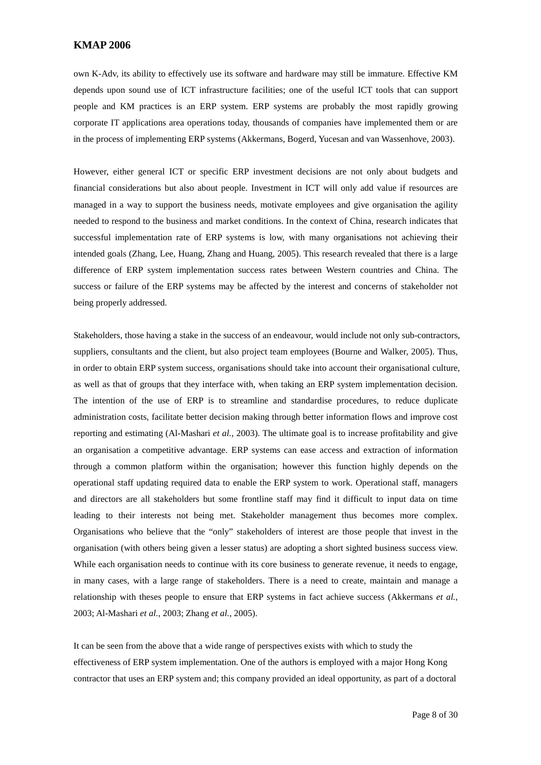own K-Adv, its ability to effectively use its software and hardware may still be immature. Effective KM depends upon sound use of ICT infrastructure facilities; one of the useful ICT tools that can support people and KM practices is an ERP system. ERP systems are probably the most rapidly growing corporate IT applications area operations today, thousands of companies have implemented them or are in the process of implementing ERP systems (Akkermans, Bogerd, Yucesan and van Wassenhove, 2003).

However, either general ICT or specific ERP investment decisions are not only about budgets and financial considerations but also about people. Investment in ICT will only add value if resources are managed in a way to support the business needs, motivate employees and give organisation the agility needed to respond to the business and market conditions. In the context of China, research indicates that successful implementation rate of ERP systems is low, with many organisations not achieving their intended goals (Zhang, Lee, Huang, Zhang and Huang, 2005). This research revealed that there is a large difference of ERP system implementation success rates between Western countries and China. The success or failure of the ERP systems may be affected by the interest and concerns of stakeholder not being properly addressed.

Stakeholders, those having a stake in the success of an endeavour, would include not only sub-contractors, suppliers, consultants and the client, but also project team employees (Bourne and Walker, 2005). Thus, in order to obtain ERP system success, organisations should take into account their organisational culture, as well as that of groups that they interface with, when taking an ERP system implementation decision. The intention of the use of ERP is to streamline and standardise procedures, to reduce duplicate administration costs, facilitate better decision making through better information flows and improve cost reporting and estimating (Al-Mashari *et al.*, 2003). The ultimate goal is to increase profitability and give an organisation a competitive advantage. ERP systems can ease access and extraction of information through a common platform within the organisation; however this function highly depends on the operational staff updating required data to enable the ERP system to work. Operational staff, managers and directors are all stakeholders but some frontline staff may find it difficult to input data on time leading to their interests not being met. Stakeholder management thus becomes more complex. Organisations who believe that the "only" stakeholders of interest are those people that invest in the organisation (with others being given a lesser status) are adopting a short sighted business success view. While each organisation needs to continue with its core business to generate revenue, it needs to engage, in many cases, with a large range of stakeholders. There is a need to create, maintain and manage a relationship with theses people to ensure that ERP systems in fact achieve success (Akkermans *et al.*, 2003; Al-Mashari *et al.*, 2003; Zhang *et al.*, 2005).

It can be seen from the above that a wide range of perspectives exists with which to study the effectiveness of ERP system implementation. One of the authors is employed with a major Hong Kong contractor that uses an ERP system and; this company provided an ideal opportunity, as part of a doctoral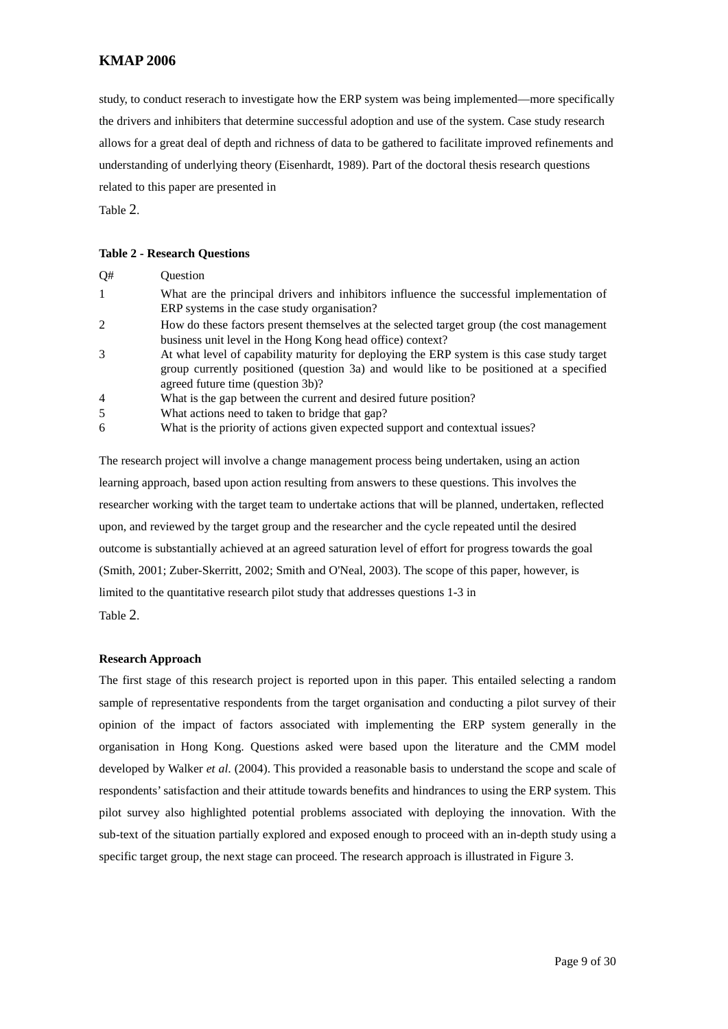study, to conduct reserach to investigate how the ERP system was being implemented—more specifically the drivers and inhibiters that determine successful adoption and use of the system. Case study research allows for a great deal of depth and richness of data to be gathered to facilitate improved refinements and understanding of underlying theory (Eisenhardt, 1989). Part of the doctoral thesis research questions related to this paper are presented in Table 2.

**Table 2 - Research Questions**

| Q# | Question |
|---|---|
| 1 | What are the principal drivers and inhibitors influence the successful implementation of ERP systems in the case study organisation? |
| 2 | How do these factors present themselves at the selected target group (the cost management business unit level in the Hong Kong head office) context? |
| 3 | At what level of capability maturity for deploying the ERP system is this case study target group currently positioned (question 3a) and would like to be positioned at a specified agreed future time (question 3b)? |
| 4 | What is the gap between the current and desired future position? |
| 5 | What actions need to taken to bridge that gap? |
| 6 | What is the priority of actions given expected support and contextual issues? |

The research project will involve a change management process being undertaken, using an action learning approach, based upon action resulting from answers to these questions. This involves the researcher working with the target team to undertake actions that will be planned, undertaken, reflected upon, and reviewed by the target group and the researcher and the cycle repeated until the desired outcome is substantially achieved at an agreed saturation level of effort for progress towards the goal (Smith, 2001; Zuber-Skerritt, 2002; Smith and O'Neal, 2003). The scope of this paper, however, is limited to the quantitative research pilot study that addresses questions 1-3 in Table 2.

**Research Approach**

The first stage of this research project is reported upon in this paper. This entailed selecting a random sample of representative respondents from the target organisation and conducting a pilot survey of their opinion of the impact of factors associated with implementing the ERP system generally in the organisation in Hong Kong. Questions asked were based upon the literature and the CMM model developed by Walker *et al.* (2004). This provided a reasonable basis to understand the scope and scale of respondents' satisfaction and their attitude towards benefits and hindrances to using the ERP system. This pilot survey also highlighted potential problems associated with deploying the innovation. With the sub-text of the situation partially explored and exposed enough to proceed with an in-depth study using a specific target group, the next stage can proceed. The research approach is illustrated in Figure 3.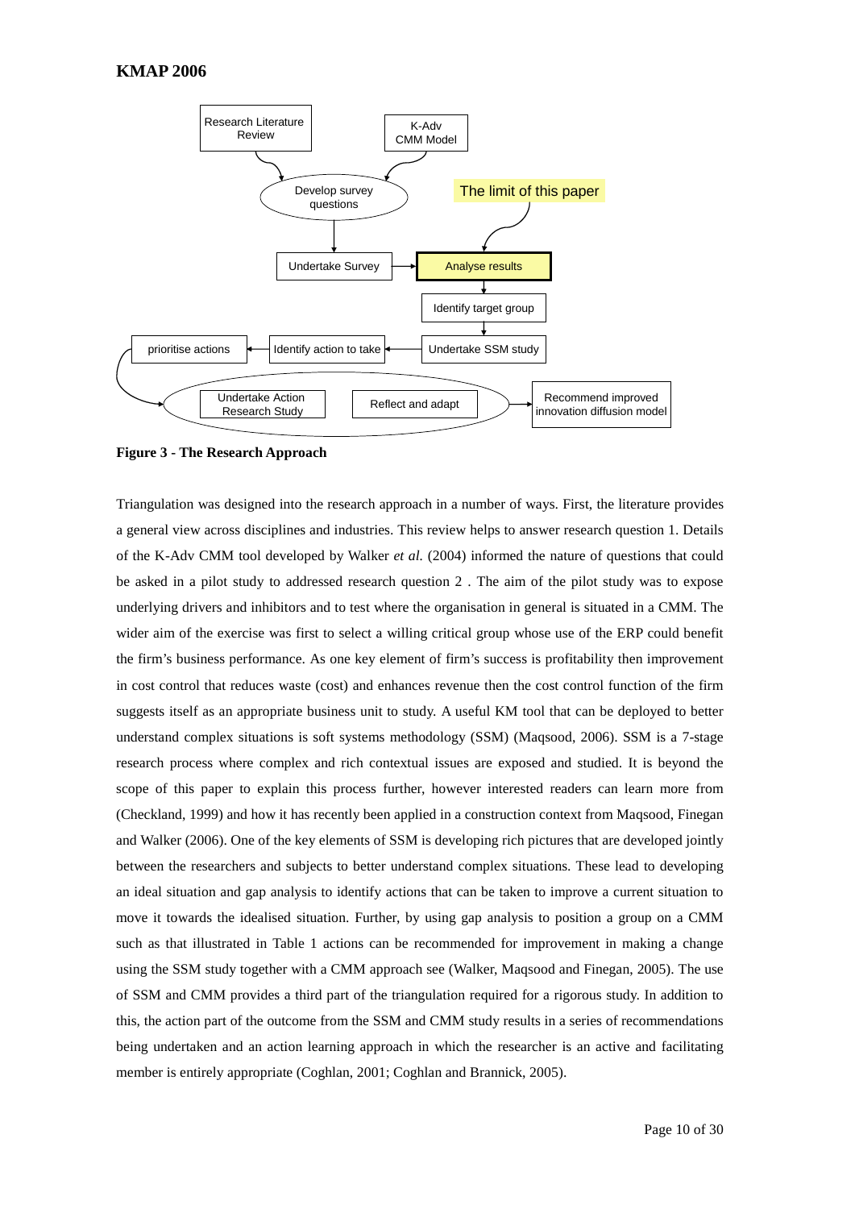Research Literature Review

K-Adv CMM Model

Develop survey questions

The limit of this paper

Undertake Survey

Analyse results

Identify target group

prioritise actions

Identify action to take

Undertake SSM study

Undertake Action Research Study

Reflect and adapt

Recommend improved innovation diffusion model

**Figure 3 - The Research Approach**

Triangulation was designed into the research approach in a number of ways. First, the literature provides a general view across disciplines and industries. This review helps to answer research question 1. Details of the K-Adv CMM tool developed by Walker *et al.* (2004) informed the nature of questions that could be asked in a pilot study to addressed research question 2 . The aim of the pilot study was to expose underlying drivers and inhibitors and to test where the organisation in general is situated in a CMM. The wider aim of the exercise was first to select a willing critical group whose use of the ERP could benefit the firm's business performance. As one key element of firm's success is profitability then improvement in cost control that reduces waste (cost) and enhances revenue then the cost control function of the firm suggests itself as an appropriate business unit to study. A useful KM tool that can be deployed to better understand complex situations is soft systems methodology (SSM) (Maqsood, 2006). SSM is a 7-stage research process where complex and rich contextual issues are exposed and studied. It is beyond the scope of this paper to explain this process further, however interested readers can learn more from (Checkland, 1999) and how it has recently been applied in a construction context from Maqsood, Finegan and Walker (2006). One of the key elements of SSM is developing rich pictures that are developed jointly between the researchers and subjects to better understand complex situations. These lead to developing an ideal situation and gap analysis to identify actions that can be taken to improve a current situation to move it towards the idealised situation. Further, by using gap analysis to position a group on a CMM such as that illustrated in Table 1 actions can be recommended for improvement in making a change using the SSM study together with a CMM approach see (Walker, Maqsood and Finegan, 2005). The use of SSM and CMM provides a third part of the triangulation required for a rigorous study. In addition to this, the action part of the outcome from the SSM and CMM study results in a series of recommendations being undertaken and an action learning approach in which the researcher is an active and facilitating member is entirely appropriate (Coghlan, 2001; Coghlan and Brannick, 2005).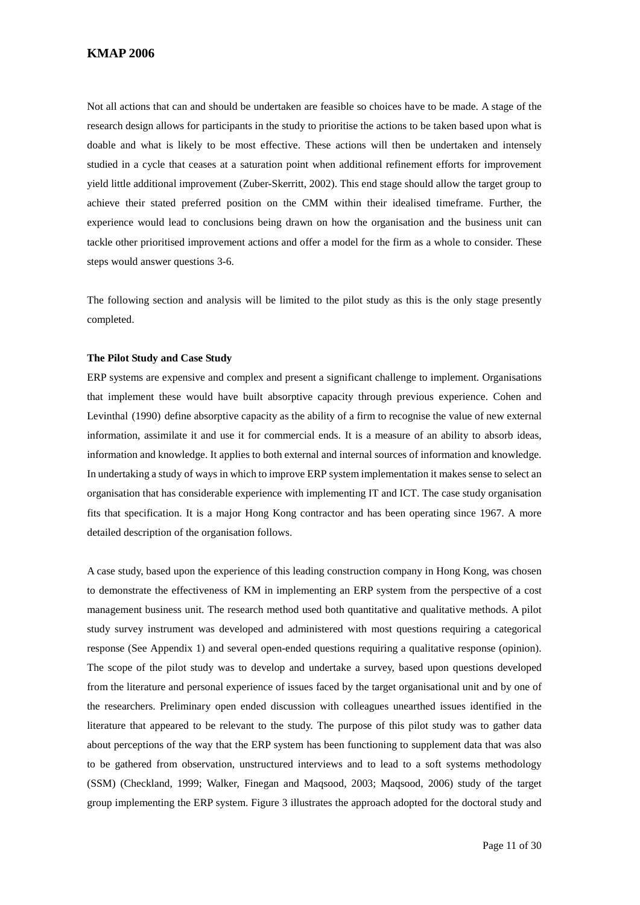Not all actions that can and should be undertaken are feasible so choices have to be made. A stage of the research design allows for participants in the study to prioritise the actions to be taken based upon what is doable and what is likely to be most effective. These actions will then be undertaken and intensely studied in a cycle that ceases at a saturation point when additional refinement efforts for improvement yield little additional improvement (Zuber-Skerritt, 2002). This end stage should allow the target group to achieve their stated preferred position on the CMM within their idealised timeframe. Further, the experience would lead to conclusions being drawn on how the organisation and the business unit can tackle other prioritised improvement actions and offer a model for the firm as a whole to consider. These steps would answer questions 3-6.

The following section and analysis will be limited to the pilot study as this is the only stage presently completed.

**The Pilot Study and Case Study**

ERP systems are expensive and complex and present a significant challenge to implement. Organisations that implement these would have built absorptive capacity through previous experience. Cohen and Levinthal (1990) define absorptive capacity as the ability of a firm to recognise the value of new external information, assimilate it and use it for commercial ends. It is a measure of an ability to absorb ideas, information and knowledge. It applies to both external and internal sources of information and knowledge. In undertaking a study of ways in which to improve ERP system implementation it makes sense to select an organisation that has considerable experience with implementing IT and ICT. The case study organisation fits that specification. It is a major Hong Kong contractor and has been operating since 1967. A more detailed description of the organisation follows.

A case study, based upon the experience of this leading construction company in Hong Kong, was chosen to demonstrate the effectiveness of KM in implementing an ERP system from the perspective of a cost management business unit. The research method used both quantitative and qualitative methods. A pilot study survey instrument was developed and administered with most questions requiring a categorical response (See Appendix 1) and several open-ended questions requiring a qualitative response (opinion). The scope of the pilot study was to develop and undertake a survey, based upon questions developed from the literature and personal experience of issues faced by the target organisational unit and by one of the researchers. Preliminary open ended discussion with colleagues unearthed issues identified in the literature that appeared to be relevant to the study. The purpose of this pilot study was to gather data about perceptions of the way that the ERP system has been functioning to supplement data that was also to be gathered from observation, unstructured interviews and to lead to a soft systems methodology (SSM) (Checkland, 1999; Walker, Finegan and Maqsood, 2003; Maqsood, 2006) study of the target group implementing the ERP system. Figure 3 illustrates the approach adopted for the doctoral study and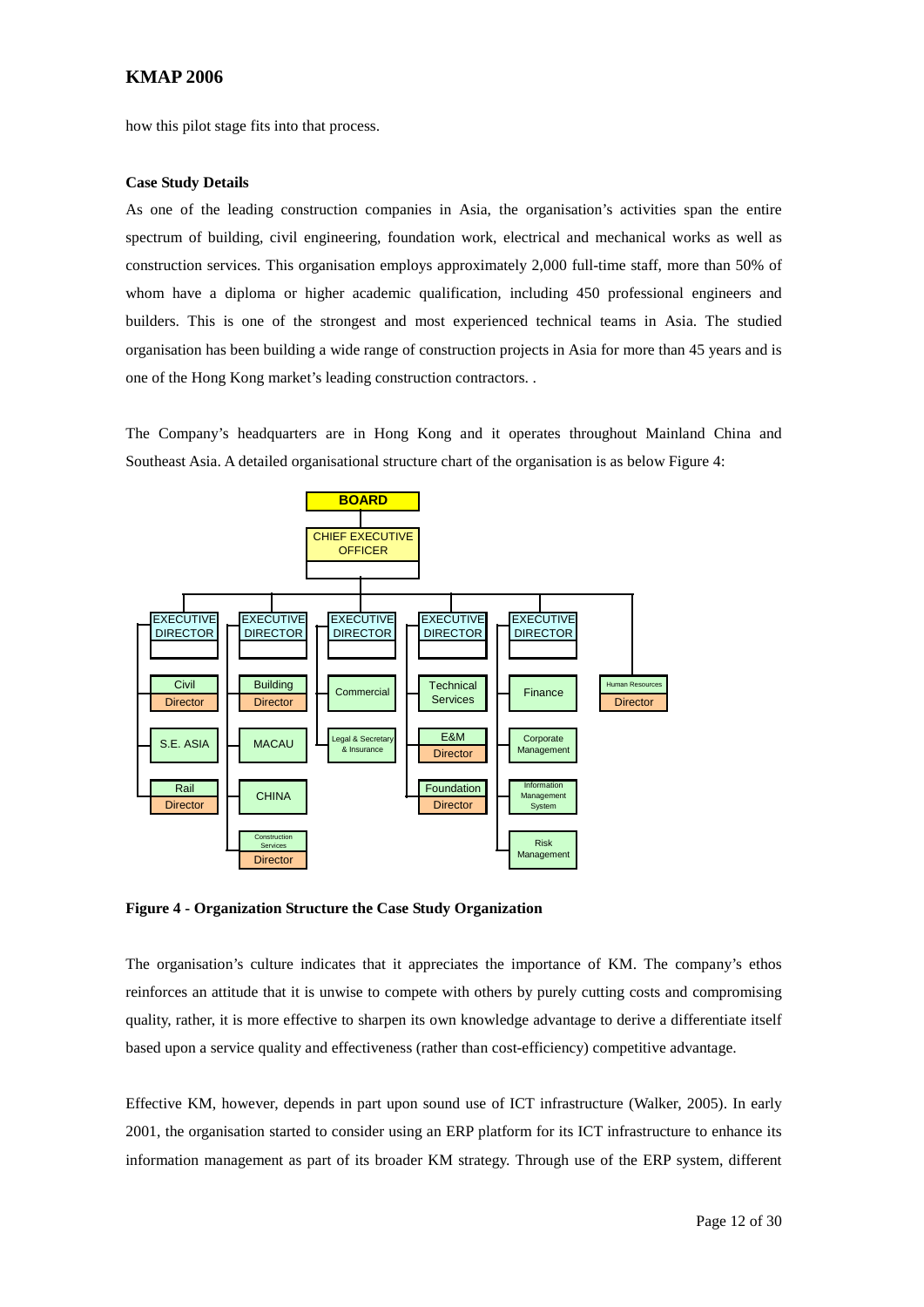how this pilot stage fits into that process.

**Case Study Details**

As one of the leading construction companies in Asia, the organisation's activities span the entire spectrum of building, civil engineering, foundation work, electrical and mechanical works as well as construction services. This organisation employs approximately 2,000 full-time staff, more than 50% of whom have a diploma or higher academic qualification, including 450 professional engineers and builders. This is one of the strongest and most experienced technical teams in Asia. The studied organisation has been building a wide range of construction projects in Asia for more than 45 years and is one of the Hong Kong market's leading construction contractors. .

The Company's headquarters are in Hong Kong and it operates throughout Mainland China and Southeast Asia. A detailed organisational structure chart of the organisation is as below Figure 4:

BOARD

CHIEF EXECUTIVE OFFICER

| EXECUTIVE DIRECTOR | EXECUTIVE DIRECTOR | EXECUTIVE DIRECTOR | EXECUTIVE DIRECTOR | EXECUTIVE DIRECTOR | |
|---|---|---|---|---|---|
| Civil Director | Building Director | Commercial | Technical Services | Finance | Human Resources Director |
| S.E. ASIA | MACAU | Legal & Secretary & Insurance | E&M Director | Corporate Management | |
| Rail Director | CHINA | | Foundation Director | Information Management System | |
| | Construction Services Director | | | Risk Management | |

**Figure 4 - Organization Structure the Case Study Organization**

The organisation's culture indicates that it appreciates the importance of KM. The company's ethos reinforces an attitude that it is unwise to compete with others by purely cutting costs and compromising quality, rather, it is more effective to sharpen its own knowledge advantage to derive a differentiate itself based upon a service quality and effectiveness (rather than cost-efficiency) competitive advantage.

Effective KM, however, depends in part upon sound use of ICT infrastructure (Walker, 2005). In early 2001, the organisation started to consider using an ERP platform for its ICT infrastructure to enhance its information management as part of its broader KM strategy. Through use of the ERP system, different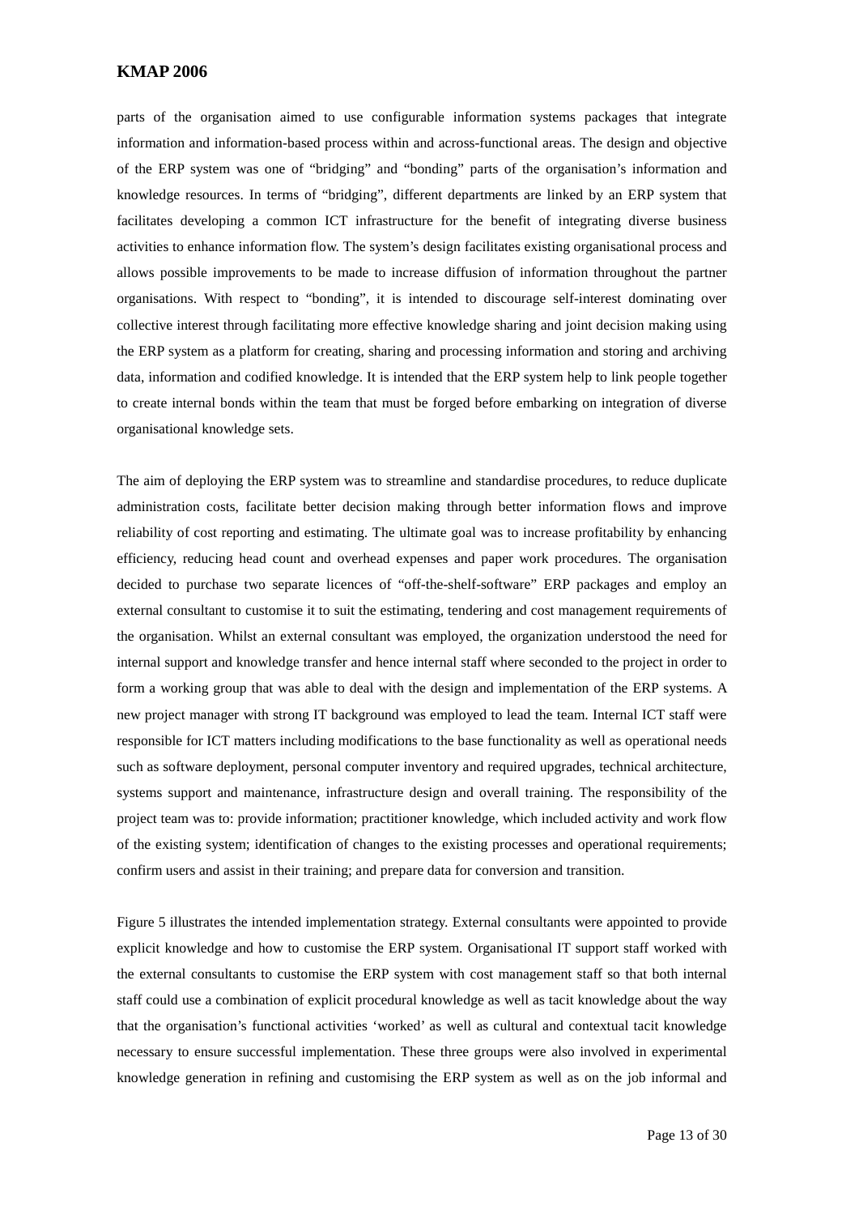parts of the organisation aimed to use configurable information systems packages that integrate information and information-based process within and across-functional areas. The design and objective of the ERP system was one of "bridging" and "bonding" parts of the organisation's information and knowledge resources. In terms of "bridging", different departments are linked by an ERP system that facilitates developing a common ICT infrastructure for the benefit of integrating diverse business activities to enhance information flow. The system's design facilitates existing organisational process and allows possible improvements to be made to increase diffusion of information throughout the partner organisations. With respect to "bonding", it is intended to discourage self-interest dominating over collective interest through facilitating more effective knowledge sharing and joint decision making using the ERP system as a platform for creating, sharing and processing information and storing and archiving data, information and codified knowledge. It is intended that the ERP system help to link people together to create internal bonds within the team that must be forged before embarking on integration of diverse organisational knowledge sets.

The aim of deploying the ERP system was to streamline and standardise procedures, to reduce duplicate administration costs, facilitate better decision making through better information flows and improve reliability of cost reporting and estimating. The ultimate goal was to increase profitability by enhancing efficiency, reducing head count and overhead expenses and paper work procedures. The organisation decided to purchase two separate licences of "off-the-shelf-software" ERP packages and employ an external consultant to customise it to suit the estimating, tendering and cost management requirements of the organisation. Whilst an external consultant was employed, the organization understood the need for internal support and knowledge transfer and hence internal staff where seconded to the project in order to form a working group that was able to deal with the design and implementation of the ERP systems. A new project manager with strong IT background was employed to lead the team. Internal ICT staff were responsible for ICT matters including modifications to the base functionality as well as operational needs such as software deployment, personal computer inventory and required upgrades, technical architecture, systems support and maintenance, infrastructure design and overall training. The responsibility of the project team was to: provide information; practitioner knowledge, which included activity and work flow of the existing system; identification of changes to the existing processes and operational requirements; confirm users and assist in their training; and prepare data for conversion and transition.

Figure 5 illustrates the intended implementation strategy. External consultants were appointed to provide explicit knowledge and how to customise the ERP system. Organisational IT support staff worked with the external consultants to customise the ERP system with cost management staff so that both internal staff could use a combination of explicit procedural knowledge as well as tacit knowledge about the way that the organisation's functional activities 'worked' as well as cultural and contextual tacit knowledge necessary to ensure successful implementation. These three groups were also involved in experimental knowledge generation in refining and customising the ERP system as well as on the job informal and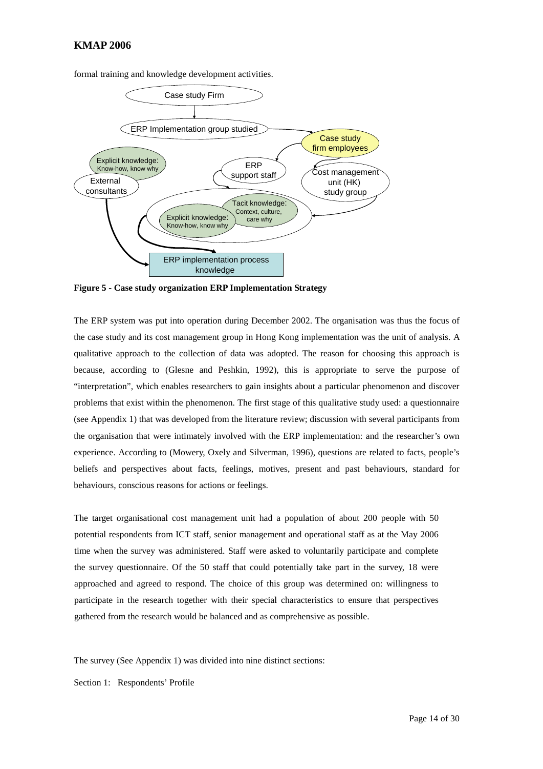formal training and knowledge development activities.

**Figure 5 - Case study organization ERP Implementation Strategy**

The ERP system was put into operation during December 2002. The organisation was thus the focus of the case study and its cost management group in Hong Kong implementation was the unit of analysis. A qualitative approach to the collection of data was adopted. The reason for choosing this approach is because, according to (Glesne and Peshkin, 1992), this is appropriate to serve the purpose of "interpretation", which enables researchers to gain insights about a particular phenomenon and discover problems that exist within the phenomenon. The first stage of this qualitative study used: a questionnaire (see Appendix 1) that was developed from the literature review; discussion with several participants from the organisation that were intimately involved with the ERP implementation: and the researcher's own experience. According to (Mowery, Oxely and Silverman, 1996), questions are related to facts, people's beliefs and perspectives about facts, feelings, motives, present and past behaviours, standard for behaviours, conscious reasons for actions or feelings.

The target organisational cost management unit had a population of about 200 people with 50 potential respondents from ICT staff, senior management and operational staff as at the May 2006 time when the survey was administered. Staff were asked to voluntarily participate and complete the survey questionnaire. Of the 50 staff that could potentially take part in the survey, 18 were approached and agreed to respond. The choice of this group was determined on: willingness to participate in the research together with their special characteristics to ensure that perspectives gathered from the research would be balanced and as comprehensive as possible.

The survey (See Appendix 1) was divided into nine distinct sections:

Section 1: Respondents' Profile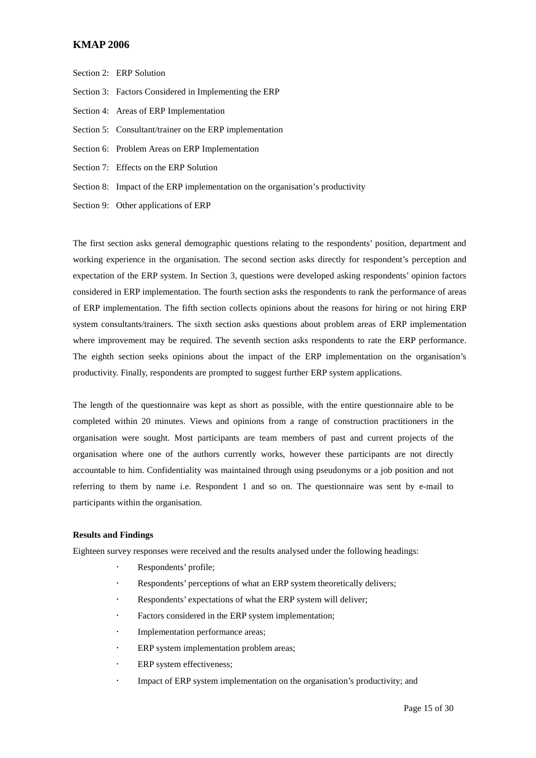Section 2: ERP Solution

Section 3: Factors Considered in Implementing the ERP

Section 4: Areas of ERP Implementation

Section 5: Consultant/trainer on the ERP implementation

Section 6: Problem Areas on ERP Implementation

Section 7: Effects on the ERP Solution

Section 8: Impact of the ERP implementation on the organisation's productivity

Section 9: Other applications of ERP

The first section asks general demographic questions relating to the respondents' position, department and working experience in the organisation. The second section asks directly for respondent's perception and expectation of the ERP system. In Section 3, questions were developed asking respondents' opinion factors considered in ERP implementation. The fourth section asks the respondents to rank the performance of areas of ERP implementation. The fifth section collects opinions about the reasons for hiring or not hiring ERP system consultants/trainers. The sixth section asks questions about problem areas of ERP implementation where improvement may be required. The seventh section asks respondents to rate the ERP performance. The eighth section seeks opinions about the impact of the ERP implementation on the organisation's productivity. Finally, respondents are prompted to suggest further ERP system applications.

The length of the questionnaire was kept as short as possible, with the entire questionnaire able to be completed within 20 minutes. Views and opinions from a range of construction practitioners in the organisation were sought. Most participants are team members of past and current projects of the organisation where one of the authors currently works, however these participants are not directly accountable to him. Confidentiality was maintained through using pseudonyms or a job position and not referring to them by name i.e. Respondent 1 and so on. The questionnaire was sent by e-mail to participants within the organisation.

**Results and Findings**

Eighteen survey responses were received and the results analysed under the following headings:

- Respondents' profile;
- Respondents' perceptions of what an ERP system theoretically delivers;
- Respondents' expectations of what the ERP system will deliver;
- Factors considered in the ERP system implementation;
- Implementation performance areas;
- ERP system implementation problem areas;
- ERP system effectiveness;
- Impact of ERP system implementation on the organisation's productivity; and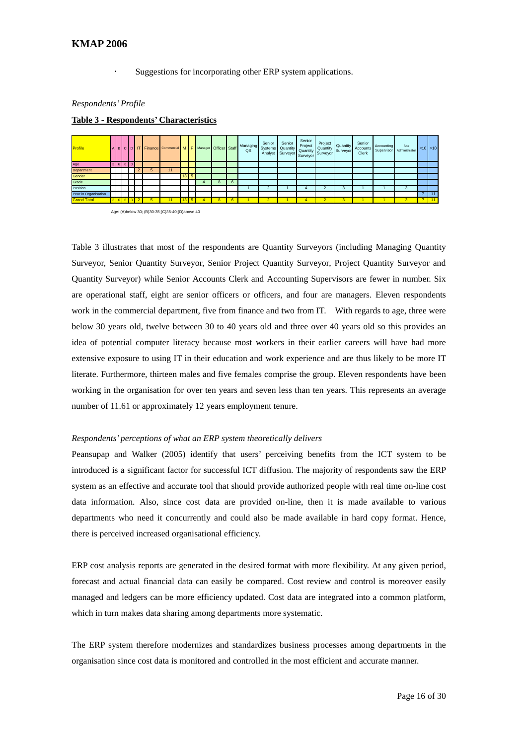- Suggestions for incorporating other ERP system applications.

*Respondents' Profile*

**Table 3 - Respondents' Characteristics**

| Profile | A | B | C | D | IT | Finance | Commercial | M | F | Manager | Officer | Staff | Managing QS | Senior Systems Analyst | Senior Quantity Surveyor | Senior Project Quantity Surveyor | Project Quantity Surveyor | Quantity Surveyor | Senior Accounts Clerk | Accounting Supervisor | Site Administrator | <10 | >10 |
|---|---|---|---|---|---|---|---|---|---|---|---|---|---|---|---|---|---|---|---|---|---|---|---|
| Age | 3 | 6 | 6 | 3 | | | | | | | | | | | | | | | | | | | |
| Department | | | | | 2 | 5 | 11 | | | | | | | | | | | | | | | | |
| Gender | | | | | | | | 13 | 5 | | | | | | | | | | | | | | |
| Grade | | | | | | | | | | 4 | 8 | 6 | | | | | | | | | | | |
| Position | | | | | | | | | | | | | 1 | 2 | 1 | 4 | 2 | 3 | 1 | 1 | 3 | | |
| Year in Organisation | | | | | | | | | | | | | | | | | | | | | | 7 | 11 |
| Grand Total | 3 | 6 | 6 | 3 | 2 | 5 | 11 | 13 | 5 | 4 | 8 | 6 | 1 | 2 | 1 | 4 | 2 | 3 | 1 | 1 | 3 | 7 | 11 |

Age: (A)below 30; (B)30-35;(C)35-40;(D)above 40

Table 3 illustrates that most of the respondents are Quantity Surveyors (including Managing Quantity Surveyor, Senior Quantity Surveyor, Senior Project Quantity Surveyor, Project Quantity Surveyor and Quantity Surveyor) while Senior Accounts Clerk and Accounting Supervisors are fewer in number. Six are operational staff, eight are senior officers or officers, and four are managers. Eleven respondents work in the commercial department, five from finance and two from IT. With regards to age, three were below 30 years old, twelve between 30 to 40 years old and three over 40 years old so this provides an idea of potential computer literacy because most workers in their earlier careers will have had more extensive exposure to using IT in their education and work experience and are thus likely to be more IT literate. Furthermore, thirteen males and five females comprise the group. Eleven respondents have been working in the organisation for over ten years and seven less than ten years. This represents an average number of 11.61 or approximately 12 years employment tenure.

*Respondents' perceptions of what an ERP system theoretically delivers*

Peansupap and Walker (2005) identify that users' perceiving benefits from the ICT system to be introduced is a significant factor for successful ICT diffusion. The majority of respondents saw the ERP system as an effective and accurate tool that should provide authorized people with real time on-line cost data information. Also, since cost data are provided on-line, then it is made available to various departments who need it concurrently and could also be made available in hard copy format. Hence, there is perceived increased organisational efficiency.

ERP cost analysis reports are generated in the desired format with more flexibility. At any given period, forecast and actual financial data can easily be compared. Cost review and control is moreover easily managed and ledgers can be more efficiency updated. Cost data are integrated into a common platform, which in turn makes data sharing among departments more systematic.

The ERP system therefore modernizes and standardizes business processes among departments in the organisation since cost data is monitored and controlled in the most efficient and accurate manner.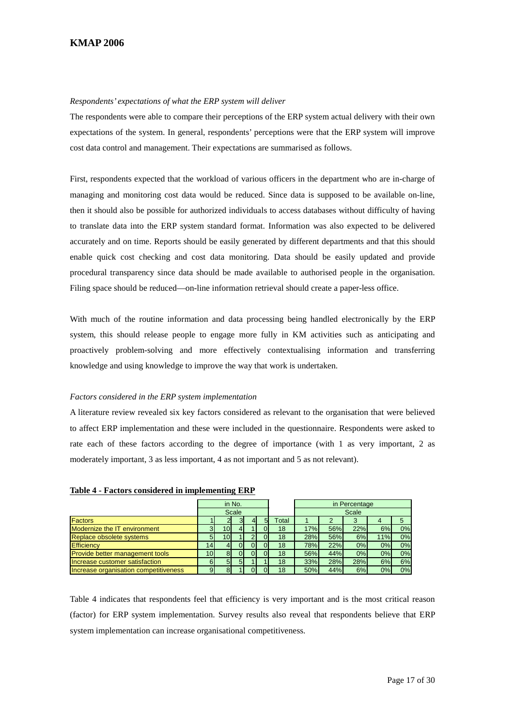*Respondents' expectations of what the ERP system will deliver*

The respondents were able to compare their perceptions of the ERP system actual delivery with their own expectations of the system. In general, respondents' perceptions were that the ERP system will improve cost data control and management. Their expectations are summarised as follows.

First, respondents expected that the workload of various officers in the department who are in-charge of managing and monitoring cost data would be reduced. Since data is supposed to be available on-line, then it should also be possible for authorized individuals to access databases without difficulty of having to translate data into the ERP system standard format. Information was also expected to be delivered accurately and on time. Reports should be easily generated by different departments and that this should enable quick cost checking and cost data monitoring. Data should be easily updated and provide procedural transparency since data should be made available to authorised people in the organisation. Filing space should be reduced—on-line information retrieval should create a paper-less office.

With much of the routine information and data processing being handled electronically by the ERP system, this should release people to engage more fully in KM activities such as anticipating and proactively problem-solving and more effectively contextualising information and transferring knowledge and using knowledge to improve the way that work is undertaken.

*Factors considered in the ERP system implementation*

A literature review revealed six key factors considered as relevant to the organisation that were believed to affect ERP implementation and these were included in the questionnaire. Respondents were asked to rate each of these factors according to the degree of importance (with 1 as very important, 2 as moderately important, 3 as less important, 4 as not important and 5 as not relevant).

**Table 4 - Factors considered in implementing ERP**

| | in No. | | | | | | in Percentage | | | | |
|---|---|---|---|---|---|---|---|---|---|---|---|
| | Scale | | | | | | Scale | | | | |
| Factors | 1 | 2 | 3 | 4 | 5 | Total | 1 | 2 | 3 | 4 | 5 |
| Modernize the IT environment | 3 | 10 | 4 | 1 | 0 | 18 | 17% | 56% | 22% | 6% | 0% |
| Replace obsolete systems | 5 | 10 | 1 | 2 | 0 | 18 | 28% | 56% | 6% | 11% | 0% |
| Efficiency | 14 | 4 | 0 | 0 | 0 | 18 | 78% | 22% | 0% | 0% | 0% |
| Provide better management tools | 10 | 8 | 0 | 0 | 0 | 18 | 56% | 44% | 0% | 0% | 0% |
| Increase customer satisfaction | 6 | 5 | 5 | 1 | 1 | 18 | 33% | 28% | 28% | 6% | 6% |
| Increase organisation competitiveness | 9 | 8 | 1 | 0 | 0 | 18 | 50% | 44% | 6% | 0% | 0% |

Table 4 indicates that respondents feel that efficiency is very important and is the most critical reason (factor) for ERP system implementation. Survey results also reveal that respondents believe that ERP system implementation can increase organisational competitiveness.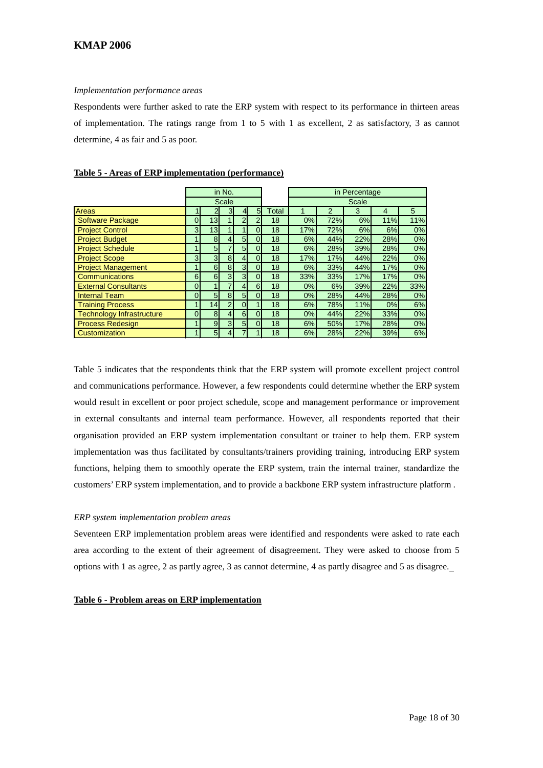*Implementation performance areas*

Respondents were further asked to rate the ERP system with respect to its performance in thirteen areas of implementation. The ratings range from 1 to 5 with 1 as excellent, 2 as satisfactory, 3 as cannot determine, 4 as fair and 5 as poor.

**Table 5 - Areas of ERP implementation (performance)**

| | in No. | | | | | | in Percentage | | | | |
|---|---|---|---|---|---|---|---|---|---|---|---|
| | Scale | | | | | | Scale | | | | |
| Areas | 1 | 2 | 3 | 4 | 5 | Total | 1 | 2 | 3 | 4 | 5 |
| Software Package | 0 | 13 | 1 | 2 | 2 | 18 | 0% | 72% | 6% | 11% | 11% |
| Project Control | 3 | 13 | 1 | 1 | 0 | 18 | 17% | 72% | 6% | 6% | 0% |
| Project Budget | 1 | 8 | 4 | 5 | 0 | 18 | 6% | 44% | 22% | 28% | 0% |
| Project Schedule | 1 | 5 | 7 | 5 | 0 | 18 | 6% | 28% | 39% | 28% | 0% |
| Project Scope | 3 | 3 | 8 | 4 | 0 | 18 | 17% | 17% | 44% | 22% | 0% |
| Project Management | 1 | 6 | 8 | 3 | 0 | 18 | 6% | 33% | 44% | 17% | 0% |
| Communications | 6 | 6 | 3 | 3 | 0 | 18 | 33% | 33% | 17% | 17% | 0% |
| External Consultants | 0 | 1 | 7 | 4 | 6 | 18 | 0% | 6% | 39% | 22% | 33% |
| Internal Team | 0 | 5 | 8 | 5 | 0 | 18 | 0% | 28% | 44% | 28% | 0% |
| Training Process | 1 | 14 | 2 | 0 | 1 | 18 | 6% | 78% | 11% | 0% | 6% |
| Technology Infrastructure | 0 | 8 | 4 | 6 | 0 | 18 | 0% | 44% | 22% | 33% | 0% |
| Process Redesign | 1 | 9 | 3 | 5 | 0 | 18 | 6% | 50% | 17% | 28% | 0% |
| Customization | 1 | 5 | 4 | 7 | 1 | 18 | 6% | 28% | 22% | 39% | 6% |

Table 5 indicates that the respondents think that the ERP system will promote excellent project control and communications performance. However, a few respondents could determine whether the ERP system would result in excellent or poor project schedule, scope and management performance or improvement in external consultants and internal team performance. However, all respondents reported that their organisation provided an ERP system implementation consultant or trainer to help them. ERP system implementation was thus facilitated by consultants/trainers providing training, introducing ERP system functions, helping them to smoothly operate the ERP system, train the internal trainer, standardize the customers' ERP system implementation, and to provide a backbone ERP system infrastructure platform .

*ERP system implementation problem areas*

Seventeen ERP implementation problem areas were identified and respondents were asked to rate each area according to the extent of their agreement of disagreement. They were asked to choose from 5 options with 1 as agree, 2 as partly agree, 3 as cannot determine, 4 as partly disagree and 5 as disagree.

**Table 6 - Problem areas on ERP implementation**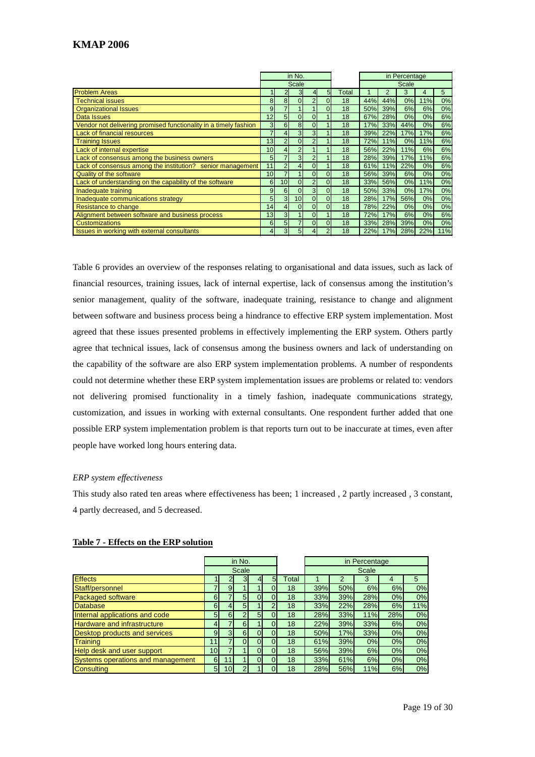| | in No. | | | | | | in Percentage | | | | |
|---|---|---|---|---|---|---|---|---|---|---|---|
| | Scale | | | | | | Scale | | | | |
| Problem Areas | 1 | 2 | 3 | 4 | 5 | Total | 1 | 2 | 3 | 4 | 5 |
| Technical issues | 8 | 8 | 0 | 2 | 0 | 18 | 44% | 44% | 0% | 11% | 0% |
| Organizational Issues | 9 | 7 | 1 | 1 | 0 | 18 | 50% | 39% | 6% | 6% | 0% |
| Data Issues | 12 | 5 | 0 | 0 | 1 | 18 | 67% | 28% | 0% | 0% | 6% |
| Vendor not delivering promised functionality in a timely fashion | 3 | 6 | 8 | 0 | 1 | 18 | 17% | 33% | 44% | 0% | 6% |
| Lack of financial resources | 7 | 4 | 3 | 3 | 1 | 18 | 39% | 22% | 17% | 17% | 6% |
| Training Issues | 13 | 2 | 0 | 2 | 1 | 18 | 72% | 11% | 0% | 11% | 6% |
| Lack of internal expertise | 10 | 4 | 2 | 1 | 1 | 18 | 56% | 22% | 11% | 6% | 6% |
| Lack of consensus among the business owners | 5 | 7 | 3 | 2 | 1 | 18 | 28% | 39% | 17% | 11% | 6% |
| Lack of consensus among the institution? senior management | 11 | 2 | 4 | 0 | 1 | 18 | 61% | 11% | 22% | 0% | 6% |
| Quality of the software | 10 | 7 | 1 | 0 | 0 | 18 | 56% | 39% | 6% | 0% | 0% |
| Lack of understanding on the capability of the software | 6 | 10 | 0 | 2 | 0 | 18 | 33% | 56% | 0% | 11% | 0% |
| Inadequate training | 9 | 6 | 0 | 3 | 0 | 18 | 50% | 33% | 0% | 17% | 0% |
| Inadequate communications strategy | 5 | 3 | 10 | 0 | 0 | 18 | 28% | 17% | 56% | 0% | 0% |
| Resistance to change | 14 | 4 | 0 | 0 | 0 | 18 | 78% | 22% | 0% | 0% | 0% |
| Alignment between software and business process | 13 | 3 | 1 | 0 | 1 | 18 | 72% | 17% | 6% | 0% | 6% |
| Customizations | 6 | 5 | 7 | 0 | 0 | 18 | 33% | 28% | 39% | 0% | 0% |
| Issues in working with external consultants | 4 | 3 | 5 | 4 | 2 | 18 | 22% | 17% | 28% | 22% | 11% |

Table 6 provides an overview of the responses relating to organisational and data issues, such as lack of financial resources, training issues, lack of internal expertise, lack of consensus among the institution's senior management, quality of the software, inadequate training, resistance to change and alignment between software and business process being a hindrance to effective ERP system implementation. Most agreed that these issues presented problems in effectively implementing the ERP system. Others partly agree that technical issues, lack of consensus among the business owners and lack of understanding on the capability of the software are also ERP system implementation problems. A number of respondents could not determine whether these ERP system implementation issues are problems or related to: vendors not delivering promised functionality in a timely fashion, inadequate communications strategy, customization, and issues in working with external consultants. One respondent further added that one possible ERP system implementation problem is that reports turn out to be inaccurate at times, even after people have worked long hours entering data.

*ERP system effectiveness*

This study also rated ten areas where effectiveness has been; 1 increased , 2 partly increased , 3 constant, 4 partly decreased, and 5 decreased.

**Table 7 - Effects on the ERP solution**

| | in No. | | | | | | in Percentage | | | | |
|---|---|---|---|---|---|---|---|---|---|---|---|
| | Scale | | | | | | Scale | | | | |
| Effects | 1 | 2 | 3 | 4 | 5 | Total | 1 | 2 | 3 | 4 | 5 |
| Staff/personnel | 7 | 9 | 1 | 1 | 0 | 18 | 39% | 50% | 6% | 6% | 0% |
| Packaged software | 6 | 7 | 5 | 0 | 0 | 18 | 33% | 39% | 28% | 0% | 0% |
| Database | 6 | 4 | 5 | 1 | 2 | 18 | 33% | 22% | 28% | 6% | 11% |
| Internal applications and code | 5 | 6 | 2 | 5 | 0 | 18 | 28% | 33% | 11% | 28% | 0% |
| Hardware and infrastructure | 4 | 7 | 6 | 1 | 0 | 18 | 22% | 39% | 33% | 6% | 0% |
| Desktop products and services | 9 | 3 | 6 | 0 | 0 | 18 | 50% | 17% | 33% | 0% | 0% |
| Training | 11 | 7 | 0 | 0 | 0 | 18 | 61% | 39% | 0% | 0% | 0% |
| Help desk and user support | 10 | 7 | 1 | 0 | 0 | 18 | 56% | 39% | 6% | 0% | 0% |
| Systems operations and management | 6 | 11 | 1 | 0 | 0 | 18 | 33% | 61% | 6% | 0% | 0% |
| Consulting | 5 | 10 | 2 | 1 | 0 | 18 | 28% | 56% | 11% | 6% | 0% |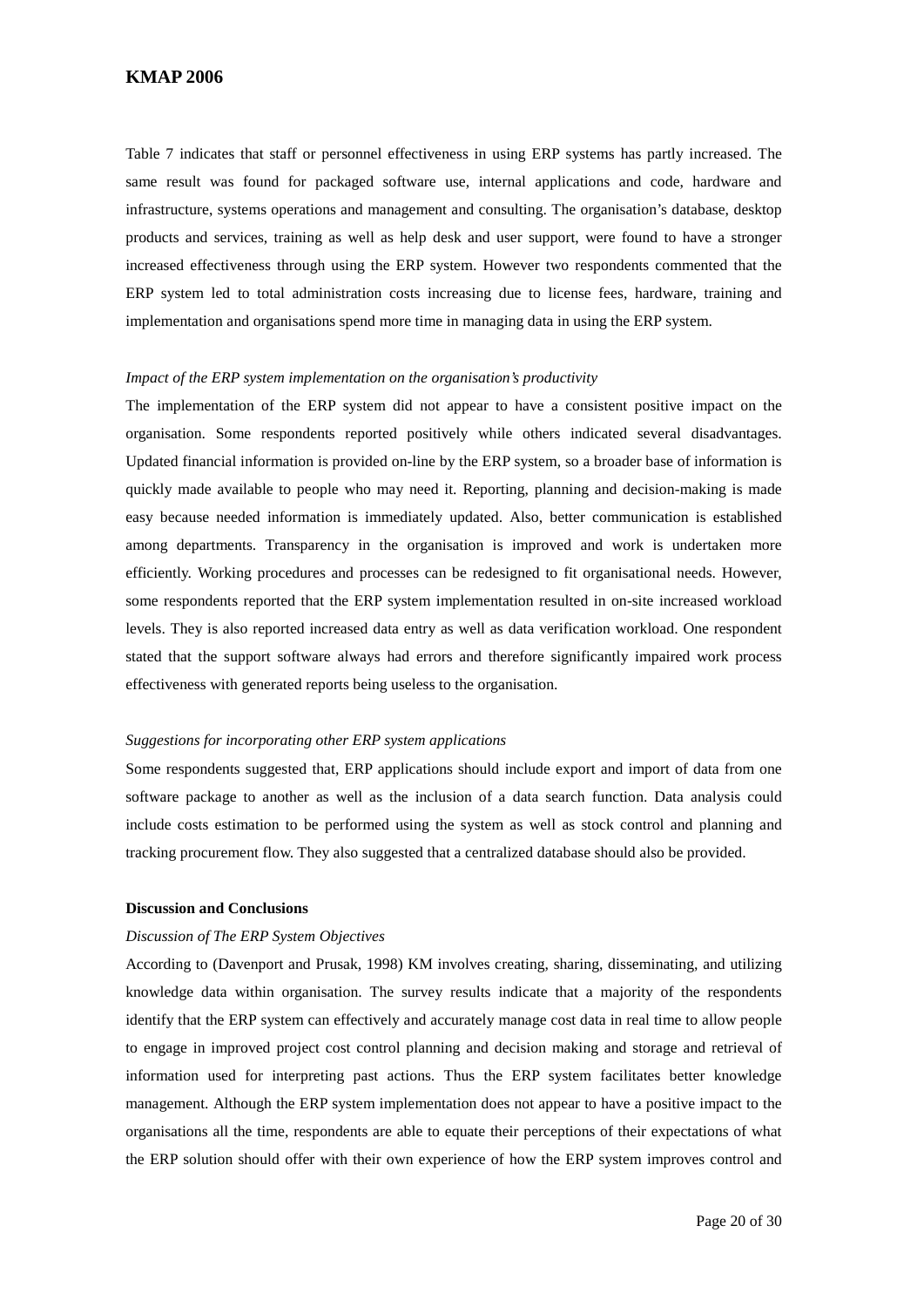Table 7 indicates that staff or personnel effectiveness in using ERP systems has partly increased. The same result was found for packaged software use, internal applications and code, hardware and infrastructure, systems operations and management and consulting. The organisation's database, desktop products and services, training as well as help desk and user support, were found to have a stronger increased effectiveness through using the ERP system. However two respondents commented that the ERP system led to total administration costs increasing due to license fees, hardware, training and implementation and organisations spend more time in managing data in using the ERP system.

*Impact of the ERP system implementation on the organisation's productivity*

The implementation of the ERP system did not appear to have a consistent positive impact on the organisation. Some respondents reported positively while others indicated several disadvantages. Updated financial information is provided on-line by the ERP system, so a broader base of information is quickly made available to people who may need it. Reporting, planning and decision-making is made easy because needed information is immediately updated. Also, better communication is established among departments. Transparency in the organisation is improved and work is undertaken more efficiently. Working procedures and processes can be redesigned to fit organisational needs. However, some respondents reported that the ERP system implementation resulted in on-site increased workload levels. They is also reported increased data entry as well as data verification workload. One respondent stated that the support software always had errors and therefore significantly impaired work process effectiveness with generated reports being useless to the organisation.

*Suggestions for incorporating other ERP system applications*

Some respondents suggested that, ERP applications should include export and import of data from one software package to another as well as the inclusion of a data search function. Data analysis could include costs estimation to be performed using the system as well as stock control and planning and tracking procurement flow. They also suggested that a centralized database should also be provided.

**Discussion and Conclusions**

*Discussion of The ERP System Objectives*

According to (Davenport and Prusak, 1998) KM involves creating, sharing, disseminating, and utilizing knowledge data within organisation. The survey results indicate that a majority of the respondents identify that the ERP system can effectively and accurately manage cost data in real time to allow people to engage in improved project cost control planning and decision making and storage and retrieval of information used for interpreting past actions. Thus the ERP system facilitates better knowledge management. Although the ERP system implementation does not appear to have a positive impact to the organisations all the time, respondents are able to equate their perceptions of their expectations of what the ERP solution should offer with their own experience of how the ERP system improves control and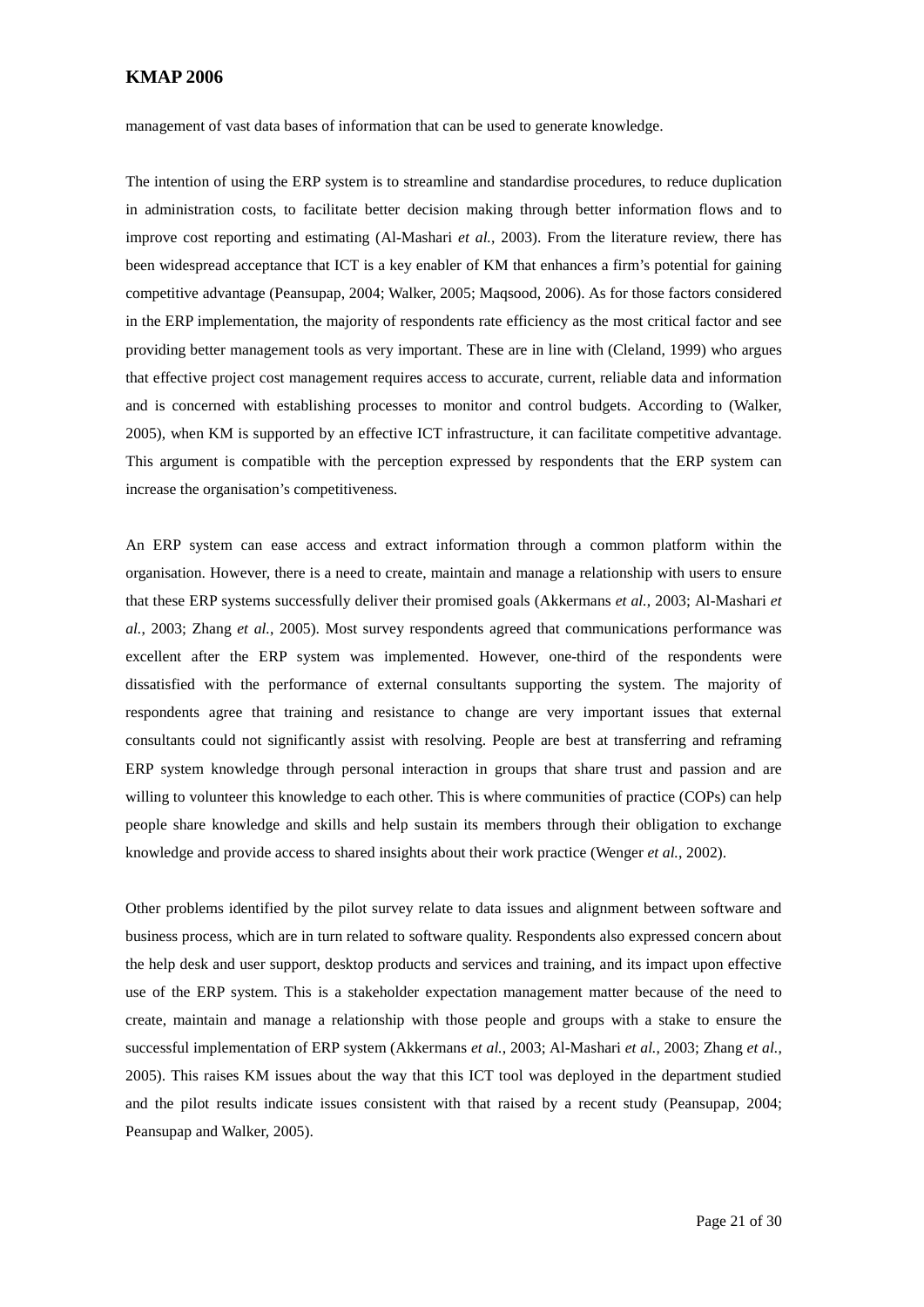management of vast data bases of information that can be used to generate knowledge.

The intention of using the ERP system is to streamline and standardise procedures, to reduce duplication in administration costs, to facilitate better decision making through better information flows and to improve cost reporting and estimating (Al-Mashari *et al.*, 2003). From the literature review, there has been widespread acceptance that ICT is a key enabler of KM that enhances a firm's potential for gaining competitive advantage (Peansupap, 2004; Walker, 2005; Maqsood, 2006). As for those factors considered in the ERP implementation, the majority of respondents rate efficiency as the most critical factor and see providing better management tools as very important. These are in line with (Cleland, 1999) who argues that effective project cost management requires access to accurate, current, reliable data and information and is concerned with establishing processes to monitor and control budgets. According to (Walker, 2005), when KM is supported by an effective ICT infrastructure, it can facilitate competitive advantage. This argument is compatible with the perception expressed by respondents that the ERP system can increase the organisation's competitiveness.

An ERP system can ease access and extract information through a common platform within the organisation. However, there is a need to create, maintain and manage a relationship with users to ensure that these ERP systems successfully deliver their promised goals (Akkermans *et al.*, 2003; Al-Mashari *et al.*, 2003; Zhang *et al.*, 2005). Most survey respondents agreed that communications performance was excellent after the ERP system was implemented. However, one-third of the respondents were dissatisfied with the performance of external consultants supporting the system. The majority of respondents agree that training and resistance to change are very important issues that external consultants could not significantly assist with resolving. People are best at transferring and reframing ERP system knowledge through personal interaction in groups that share trust and passion and are willing to volunteer this knowledge to each other. This is where communities of practice (COPs) can help people share knowledge and skills and help sustain its members through their obligation to exchange knowledge and provide access to shared insights about their work practice (Wenger *et al.*, 2002).

Other problems identified by the pilot survey relate to data issues and alignment between software and business process, which are in turn related to software quality. Respondents also expressed concern about the help desk and user support, desktop products and services and training, and its impact upon effective use of the ERP system. This is a stakeholder expectation management matter because of the need to create, maintain and manage a relationship with those people and groups with a stake to ensure the successful implementation of ERP system (Akkermans *et al.*, 2003; Al-Mashari *et al.*, 2003; Zhang *et al.*, 2005). This raises KM issues about the way that this ICT tool was deployed in the department studied and the pilot results indicate issues consistent with that raised by a recent study (Peansupap, 2004; Peansupap and Walker, 2005).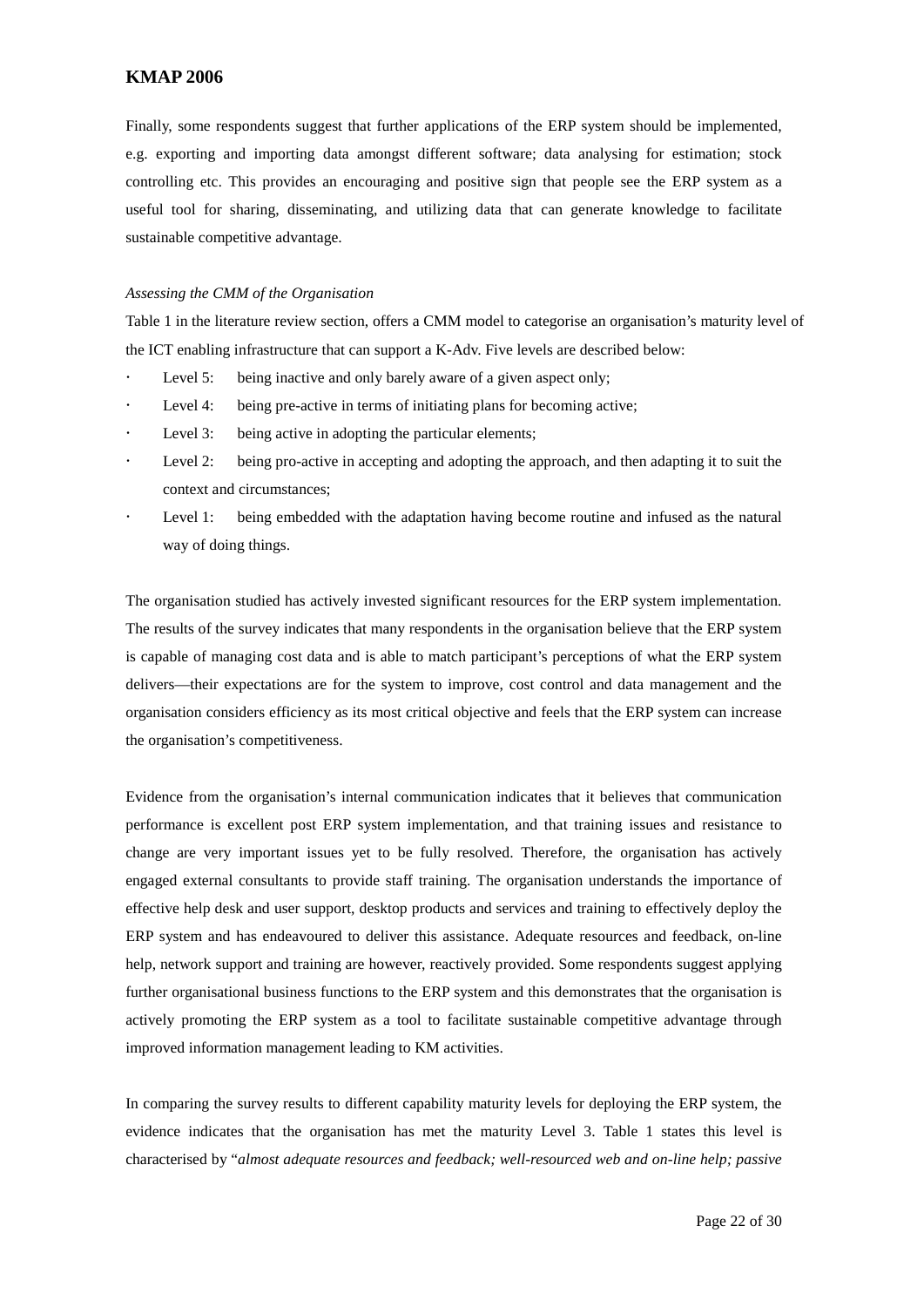Finally, some respondents suggest that further applications of the ERP system should be implemented, e.g. exporting and importing data amongst different software; data analysing for estimation; stock controlling etc. This provides an encouraging and positive sign that people see the ERP system as a useful tool for sharing, disseminating, and utilizing data that can generate knowledge to facilitate sustainable competitive advantage.

*Assessing the CMM of the Organisation*

Table 1 in the literature review section, offers a CMM model to categorise an organisation's maturity level of the ICT enabling infrastructure that can support a K-Adv. Five levels are described below:

- Level 5: being inactive and only barely aware of a given aspect only;
- Level 4: being pre-active in terms of initiating plans for becoming active;
- Level 3: being active in adopting the particular elements;
- Level 2: being pro-active in accepting and adopting the approach, and then adapting it to suit the context and circumstances;
- Level 1: being embedded with the adaptation having become routine and infused as the natural way of doing things.

The organisation studied has actively invested significant resources for the ERP system implementation. The results of the survey indicates that many respondents in the organisation believe that the ERP system is capable of managing cost data and is able to match participant's perceptions of what the ERP system delivers—their expectations are for the system to improve, cost control and data management and the organisation considers efficiency as its most critical objective and feels that the ERP system can increase the organisation's competitiveness.

Evidence from the organisation's internal communication indicates that it believes that communication performance is excellent post ERP system implementation, and that training issues and resistance to change are very important issues yet to be fully resolved. Therefore, the organisation has actively engaged external consultants to provide staff training. The organisation understands the importance of effective help desk and user support, desktop products and services and training to effectively deploy the ERP system and has endeavoured to deliver this assistance. Adequate resources and feedback, on-line help, network support and training are however, reactively provided. Some respondents suggest applying further organisational business functions to the ERP system and this demonstrates that the organisation is actively promoting the ERP system as a tool to facilitate sustainable competitive advantage through improved information management leading to KM activities.

In comparing the survey results to different capability maturity levels for deploying the ERP system, the evidence indicates that the organisation has met the maturity Level 3. Table 1 states this level is characterised by "*almost adequate resources and feedback; well-resourced web and on-line help; passive*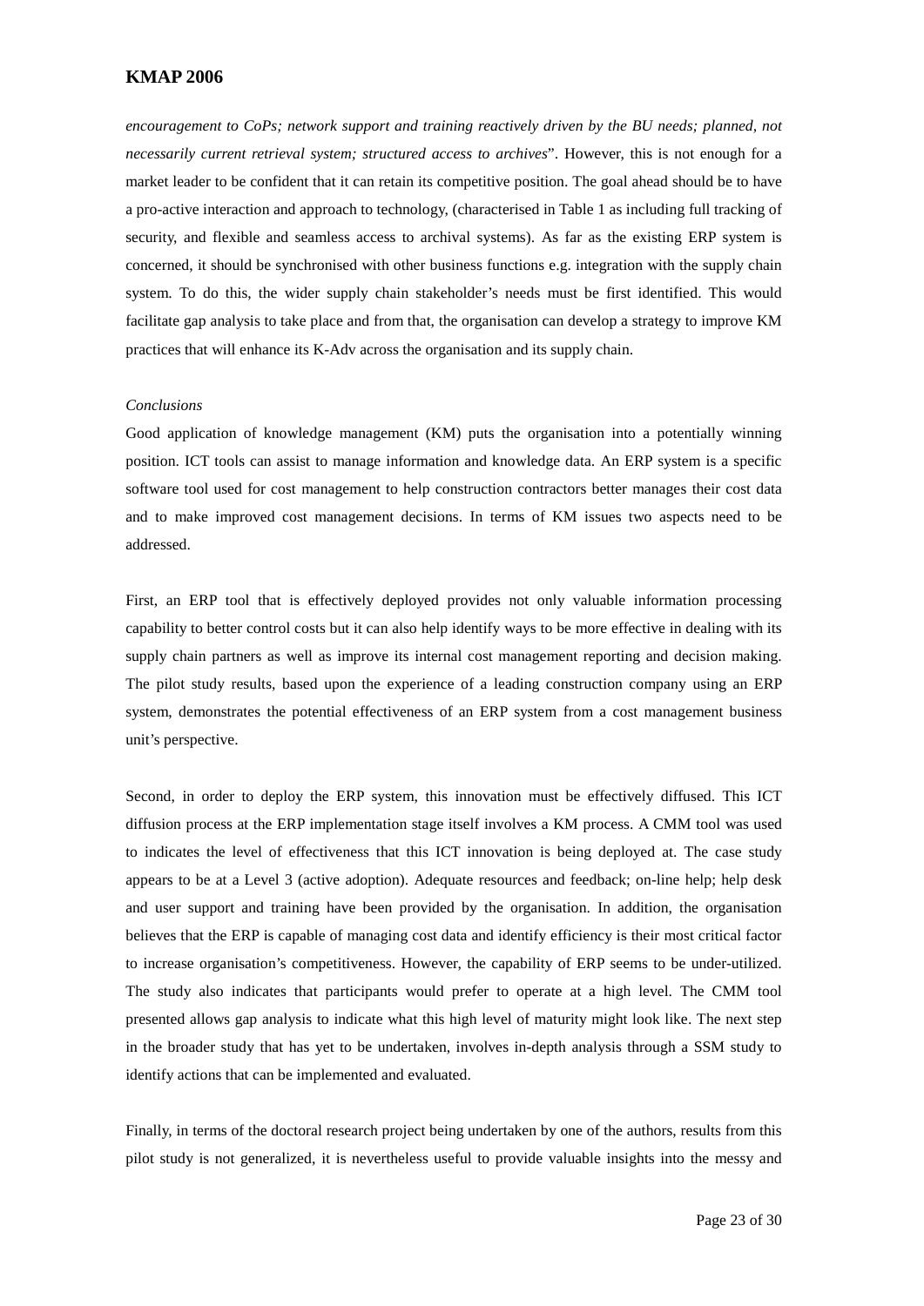*encouragement to CoPs; network support and training reactively driven by the BU needs; planned, not necessarily current retrieval system; structured access to archives*". However, this is not enough for a market leader to be confident that it can retain its competitive position. The goal ahead should be to have a pro-active interaction and approach to technology, (characterised in Table 1 as including full tracking of security, and flexible and seamless access to archival systems). As far as the existing ERP system is concerned, it should be synchronised with other business functions e.g. integration with the supply chain system. To do this, the wider supply chain stakeholder's needs must be first identified. This would facilitate gap analysis to take place and from that, the organisation can develop a strategy to improve KM practices that will enhance its K-Adv across the organisation and its supply chain.

*Conclusions*

Good application of knowledge management (KM) puts the organisation into a potentially winning position. ICT tools can assist to manage information and knowledge data. An ERP system is a specific software tool used for cost management to help construction contractors better manages their cost data and to make improved cost management decisions. In terms of KM issues two aspects need to be addressed.

First, an ERP tool that is effectively deployed provides not only valuable information processing capability to better control costs but it can also help identify ways to be more effective in dealing with its supply chain partners as well as improve its internal cost management reporting and decision making. The pilot study results, based upon the experience of a leading construction company using an ERP system, demonstrates the potential effectiveness of an ERP system from a cost management business unit's perspective.

Second, in order to deploy the ERP system, this innovation must be effectively diffused. This ICT diffusion process at the ERP implementation stage itself involves a KM process. A CMM tool was used to indicates the level of effectiveness that this ICT innovation is being deployed at. The case study appears to be at a Level 3 (active adoption). Adequate resources and feedback; on-line help; help desk and user support and training have been provided by the organisation. In addition, the organisation believes that the ERP is capable of managing cost data and identify efficiency is their most critical factor to increase organisation's competitiveness. However, the capability of ERP seems to be under-utilized. The study also indicates that participants would prefer to operate at a high level. The CMM tool presented allows gap analysis to indicate what this high level of maturity might look like. The next step in the broader study that has yet to be undertaken, involves in-depth analysis through a SSM study to identify actions that can be implemented and evaluated.

Finally, in terms of the doctoral research project being undertaken by one of the authors, results from this pilot study is not generalized, it is nevertheless useful to provide valuable insights into the messy and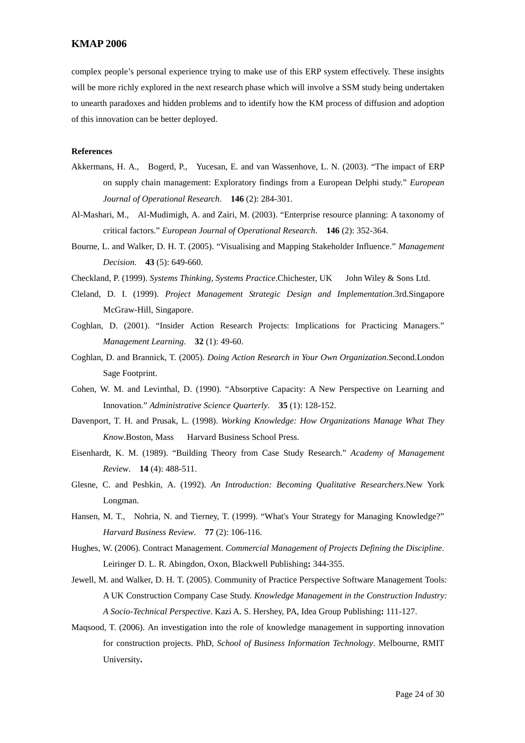complex people's personal experience trying to make use of this ERP system effectively. These insights will be more richly explored in the next research phase which will involve a SSM study being undertaken to unearth paradoxes and hidden problems and to identify how the KM process of diffusion and adoption of this innovation can be better deployed.

**References**

Akkermans, H. A., Bogerd, P., Yucesan, E. and van Wassenhove, L. N. (2003). "The impact of ERP on supply chain management: Exploratory findings from a European Delphi study." *European Journal of Operational Research*. **146** (2): 284-301.

Al-Mashari, M., Al-Mudimigh, A. and Zairi, M. (2003). "Enterprise resource planning: A taxonomy of critical factors." *European Journal of Operational Research*. **146** (2): 352-364.

Bourne, L. and Walker, D. H. T. (2005). "Visualising and Mapping Stakeholder Influence." *Management Decision*. **43** (5): 649-660.

Checkland, P. (1999). *Systems Thinking, Systems Practice*.Chichester, UK John Wiley & Sons Ltd.

Cleland, D. I. (1999). *Project Management Strategic Design and Implementation*.3rd.Singapore McGraw-Hill, Singapore.

Coghlan, D. (2001). "Insider Action Research Projects: Implications for Practicing Managers." *Management Learning*. **32** (1): 49-60.

Coghlan, D. and Brannick, T. (2005). *Doing Action Research in Your Own Organization*.Second.London Sage Footprint.

Cohen, W. M. and Levinthal, D. (1990). "Absorptive Capacity: A New Perspective on Learning and Innovation." *Administrative Science Quarterly*. **35** (1): 128-152.

Davenport, T. H. and Prusak, L. (1998). *Working Knowledge: How Organizations Manage What They Know*.Boston, Mass Harvard Business School Press.

Eisenhardt, K. M. (1989). "Building Theory from Case Study Research." *Academy of Management Review*. **14** (4): 488-511.

Glesne, C. and Peshkin, A. (1992). *An Introduction: Becoming Qualitative Researchers*.New York Longman.

Hansen, M. T., Nohria, N. and Tierney, T. (1999). "What's Your Strategy for Managing Knowledge?" *Harvard Business Review*. **77** (2): 106-116.

Hughes, W. (2006). Contract Management. *Commercial Management of Projects Defining the Discipline*. Leiringer D. L. R. Abingdon, Oxon, Blackwell Publishing**:** 344-355.

Jewell, M. and Walker, D. H. T. (2005). Community of Practice Perspective Software Management Tools: A UK Construction Company Case Study. *Knowledge Management in the Construction Industry: A Socio-Technical Perspective*. Kazi A. S. Hershey, PA, Idea Group Publishing**:** 111-127.

Maqsood, T. (2006). An investigation into the role of knowledge management in supporting innovation for construction projects. PhD, *School of Business Information Technology*. Melbourne, RMIT University**.**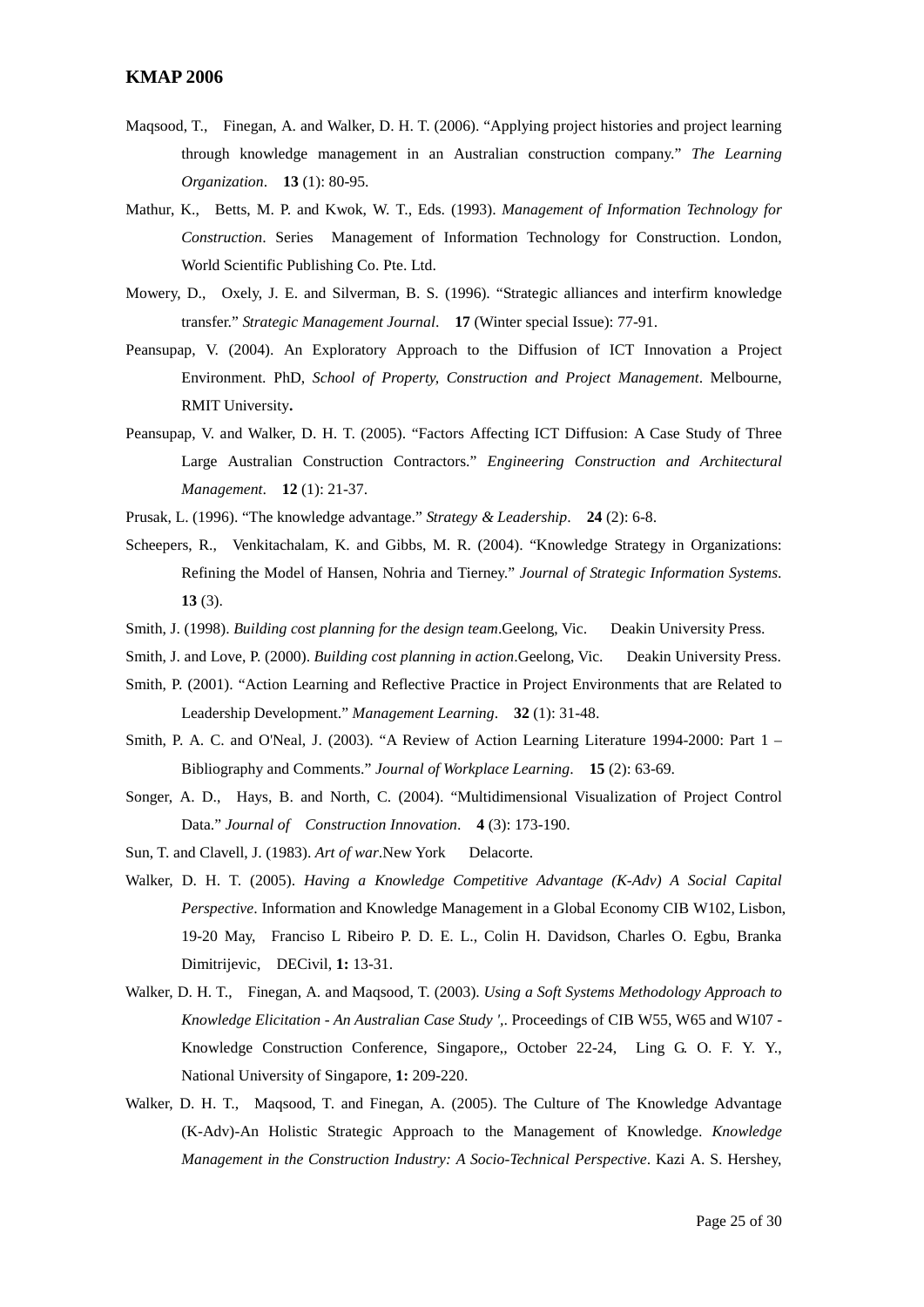Maqsood, T., Finegan, A. and Walker, D. H. T. (2006). "Applying project histories and project learning through knowledge management in an Australian construction company." *The Learning Organization*. **13** (1): 80-95.

Mathur, K., Betts, M. P. and Kwok, W. T., Eds. (1993). *Management of Information Technology for Construction*. Series Management of Information Technology for Construction. London, World Scientific Publishing Co. Pte. Ltd.

Mowery, D., Oxely, J. E. and Silverman, B. S. (1996). "Strategic alliances and interfirm knowledge transfer." *Strategic Management Journal*. **17** (Winter special Issue): 77-91.

Peansupap, V. (2004). An Exploratory Approach to the Diffusion of ICT Innovation a Project Environment. PhD, *School of Property, Construction and Project Management*. Melbourne, RMIT University**.**

Peansupap, V. and Walker, D. H. T. (2005). "Factors Affecting ICT Diffusion: A Case Study of Three Large Australian Construction Contractors." *Engineering Construction and Architectural Management*. **12** (1): 21-37.

Prusak, L. (1996). "The knowledge advantage." *Strategy & Leadership*. **24** (2): 6-8.

Scheepers, R., Venkitachalam, K. and Gibbs, M. R. (2004). "Knowledge Strategy in Organizations: Refining the Model of Hansen, Nohria and Tierney." *Journal of Strategic Information Systems*. **13** (3).

Smith, J. (1998). *Building cost planning for the design team*.Geelong, Vic. Deakin University Press.

Smith, J. and Love, P. (2000). *Building cost planning in action*.Geelong, Vic. Deakin University Press.

Smith, P. (2001). "Action Learning and Reflective Practice in Project Environments that are Related to Leadership Development." *Management Learning*. **32** (1): 31-48.

Smith, P. A. C. and O'Neal, J. (2003). "A Review of Action Learning Literature 1994-2000: Part 1 – Bibliography and Comments." *Journal of Workplace Learning*. **15** (2): 63-69.

Songer, A. D., Hays, B. and North, C. (2004). "Multidimensional Visualization of Project Control Data." *Journal of Construction Innovation*. **4** (3): 173-190.

Sun, T. and Clavell, J. (1983). *Art of war*.New York Delacorte.

Walker, D. H. T. (2005). *Having a Knowledge Competitive Advantage (K-Adv) A Social Capital Perspective*. Information and Knowledge Management in a Global Economy CIB W102, Lisbon, 19-20 May, Franciso L Ribeiro P. D. E. L., Colin H. Davidson, Charles O. Egbu, Branka Dimitrijevic, DECivil, **1:** 13-31.

Walker, D. H. T., Finegan, A. and Maqsood, T. (2003). *Using a Soft Systems Methodology Approach to Knowledge Elicitation - An Australian Case Study ',*. Proceedings of CIB W55, W65 and W107 - Knowledge Construction Conference, Singapore,, October 22-24, Ling G. O. F. Y. Y., National University of Singapore, **1:** 209-220.

Walker, D. H. T., Maqsood, T. and Finegan, A. (2005). The Culture of The Knowledge Advantage (K-Adv)-An Holistic Strategic Approach to the Management of Knowledge. *Knowledge Management in the Construction Industry: A Socio-Technical Perspective*. Kazi A. S. Hershey,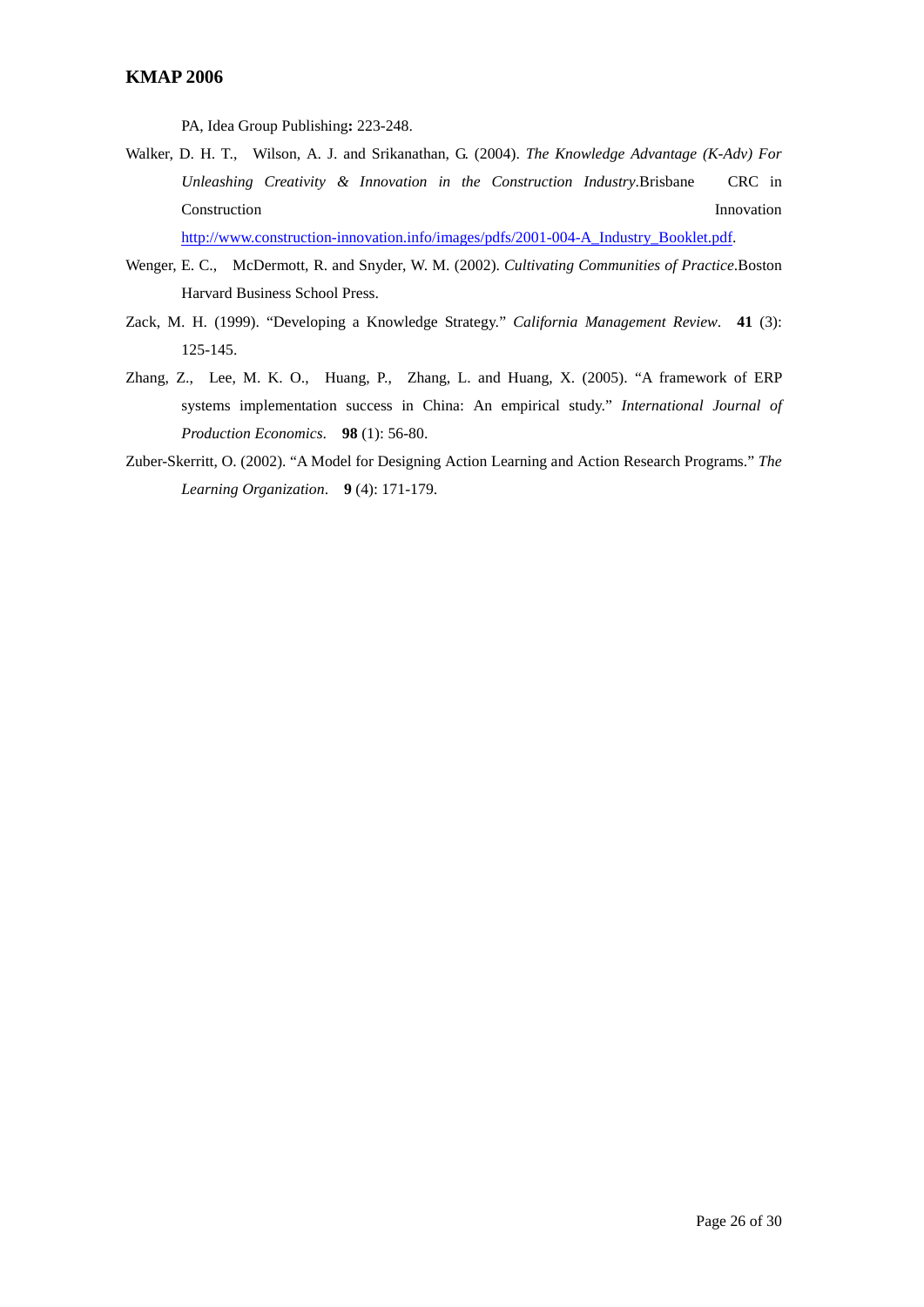PA, Idea Group Publishing**:** 223-248.

Walker, D. H. T., Wilson, A. J. and Srikanathan, G. (2004). *The Knowledge Advantage (K-Adv) For Unleashing Creativity & Innovation in the Construction Industry*.Brisbane CRC in Construction Innovation http://www.construction-innovation.info/images/pdfs/2001-004-A_Industry_Booklet.pdf.

Wenger, E. C., McDermott, R. and Snyder, W. M. (2002). *Cultivating Communities of Practice*.Boston Harvard Business School Press.

Zack, M. H. (1999). "Developing a Knowledge Strategy." *California Management Review*. **41** (3): 125-145.

Zhang, Z., Lee, M. K. O., Huang, P., Zhang, L. and Huang, X. (2005). "A framework of ERP systems implementation success in China: An empirical study." *International Journal of Production Economics*. **98** (1): 56-80.

Zuber-Skerritt, O. (2002). "A Model for Designing Action Learning and Action Research Programs." *The Learning Organization*. **9** (4): 171-179.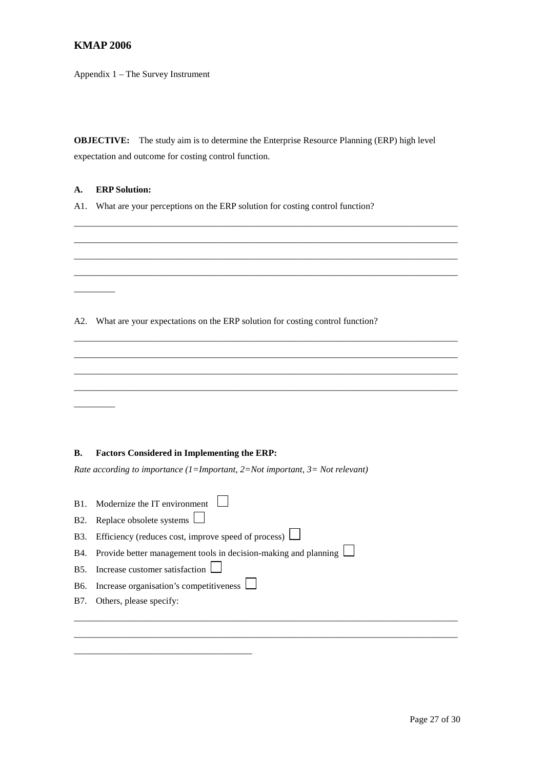Appendix 1 – The Survey Instrument

**OBJECTIVE:** The study aim is to determine the Enterprise Resource Planning (ERP) high level expectation and outcome for costing control function.

**A. ERP Solution:**

A1. What are your perceptions on the ERP solution for costing control function?

____________________________________________________________________________________
____________________________________________________________________________________
____________________________________________________________________________________
____________________________________________________________________________________
________

A2. What are your expectations on the ERP solution for costing control function?

____________________________________________________________________________________
____________________________________________________________________________________
____________________________________________________________________________________
____________________________________________________________________________________
________

**B. Factors Considered in Implementing the ERP:**

*Rate according to importance (1=Important, 2=Not important, 3= Not relevant)*

B1. Modernize the IT environment ☐

B2. Replace obsolete systems ☐

B3. Efficiency (reduces cost, improve speed of process) ☐

B4. Provide better management tools in decision-making and planning ☐

B5. Increase customer satisfaction ☐

B6. Increase organisation's competitiveness ☐

B7. Others, please specify:

____________________________________________________________________________________
____________________________________________________________________________________
____________________________________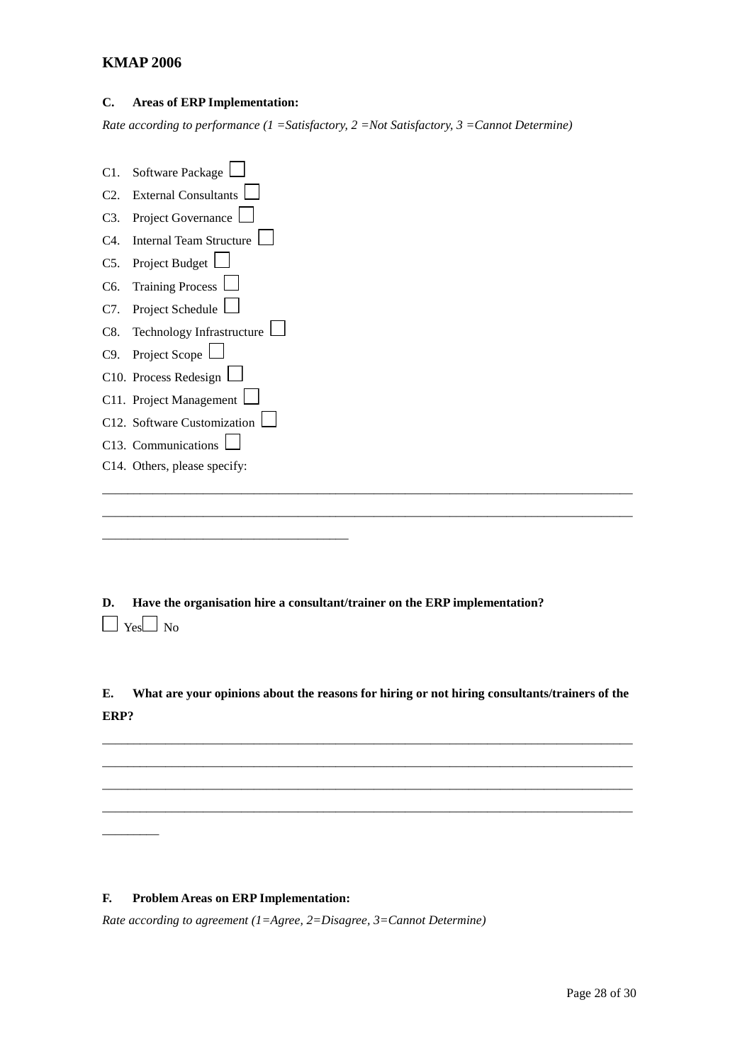**C. Areas of ERP Implementation:**

*Rate according to performance (1 =Satisfactory, 2 =Not Satisfactory, 3 =Cannot Determine)*

C1. Software Package ☐
C2. External Consultants ☐
C3. Project Governance ☐
C4. Internal Team Structure ☐
C5. Project Budget ☐
C6. Training Process ☐
C7. Project Schedule ☐
C8. Technology Infrastructure ☐
C9. Project Scope ☐
C10. Process Redesign ☐
C11. Project Management ☐
C12. Software Customization ☐
C13. Communications ☐
C14. Others, please specify:

_______________________________________________________________________________

_______________________________________________________________________________

____________________________________

**D. Have the organisation hire a consultant/trainer on the ERP implementation?**

☐ Yes ☐ No

**E. What are your opinions about the reasons for hiring or not hiring consultants/trainers of the ERP?**

_______________________________________________________________________________

_______________________________________________________________________________

_______________________________________________________________________________

_______________________________________________________________________________

________

**F. Problem Areas on ERP Implementation:**

*Rate according to agreement (1=Agree, 2=Disagree, 3=Cannot Determine)*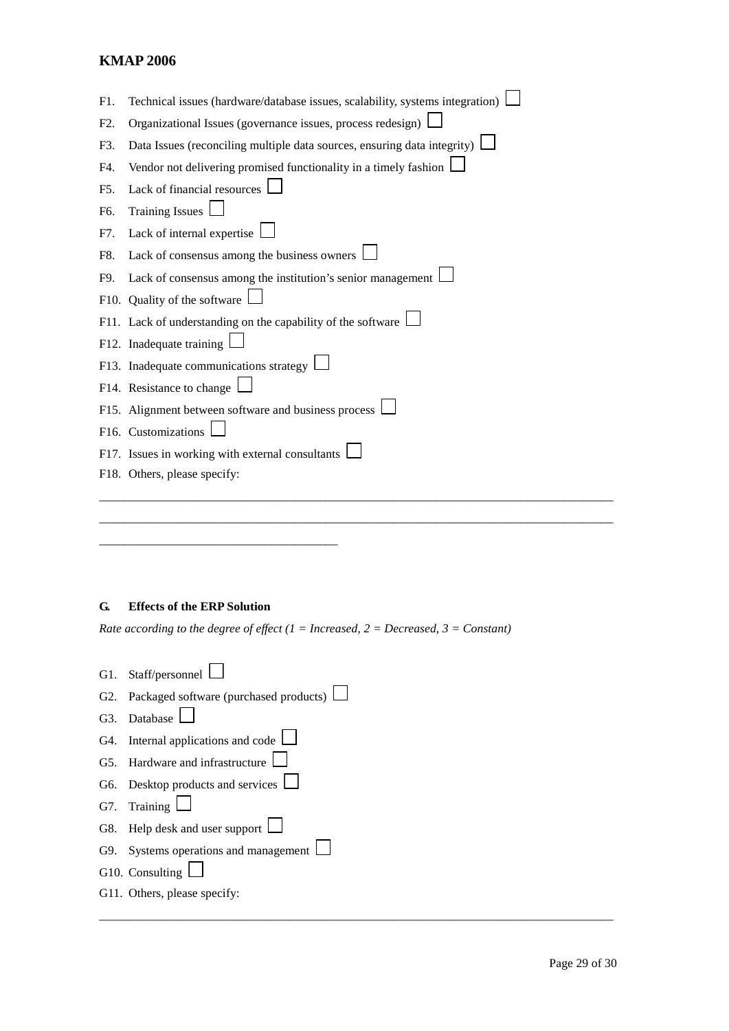F1. Technical issues (hardware/database issues, scalability, systems integration) ☐

F2. Organizational Issues (governance issues, process redesign) ☐

F3. Data Issues (reconciling multiple data sources, ensuring data integrity) ☐

F4. Vendor not delivering promised functionality in a timely fashion ☐

F5. Lack of financial resources ☐

F6. Training Issues ☐

F7. Lack of internal expertise ☐

F8. Lack of consensus among the business owners ☐

F9. Lack of consensus among the institution's senior management ☐

F10. Quality of the software ☐

F11. Lack of understanding on the capability of the software ☐

F12. Inadequate training ☐

F13. Inadequate communications strategy ☐

F14. Resistance to change ☐

F15. Alignment between software and business process ☐

F16. Customizations ☐

F17. Issues in working with external consultants ☐

F18. Others, please specify:

_______________________________________________________________________________

_______________________________________________________________________________

____________________________________

### G. Effects of the ERP Solution

*Rate according to the degree of effect (1 = Increased, 2 = Decreased, 3 = Constant)*

G1. Staff/personnel ☐

G2. Packaged software (purchased products) ☐

G3. Database ☐

G4. Internal applications and code ☐

G5. Hardware and infrastructure ☐

G6. Desktop products and services ☐

G7. Training ☐

G8. Help desk and user support ☐

G9. Systems operations and management ☐

G10. Consulting ☐

G11. Others, please specify:

_______________________________________________________________________________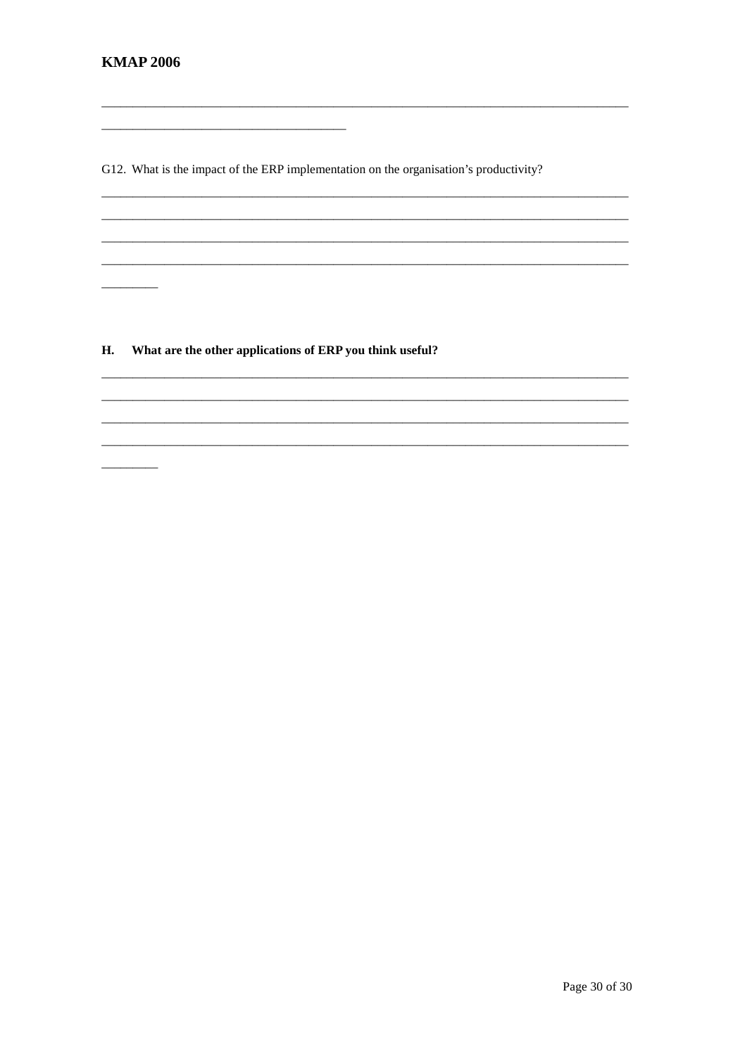G12. What is the impact of the ERP implementation on the organisation's productivity?

## H. What are the other applications of ERP you think useful?